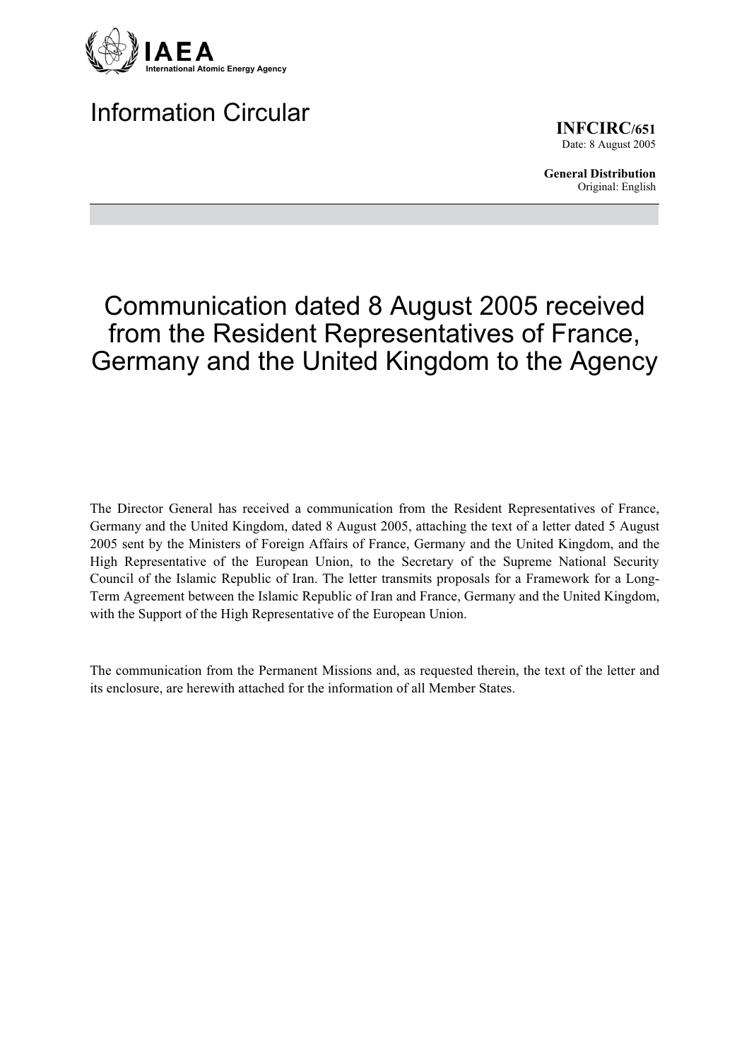IAEA
International Atomic Energy Agency

# Information Circular

**INFCIRC/651**
Date: 8 August 2005

**General Distribution**
Original: English

## Communication dated 8 August 2005 received from the Resident Representatives of France, Germany and the United Kingdom to the Agency

The Director General has received a communication from the Resident Representatives of France, Germany and the United Kingdom, dated 8 August 2005, attaching the text of a letter dated 5 August 2005 sent by the Ministers of Foreign Affairs of France, Germany and the United Kingdom, and the High Representative of the European Union, to the Secretary of the Supreme National Security Council of the Islamic Republic of Iran. The letter transmits proposals for a Framework for a Long-Term Agreement between the Islamic Republic of Iran and France, Germany and the United Kingdom, with the Support of the High Representative of the European Union.

The communication from the Permanent Missions and, as requested therein, the text of the letter and its enclosure, are herewith attached for the information of all Member States.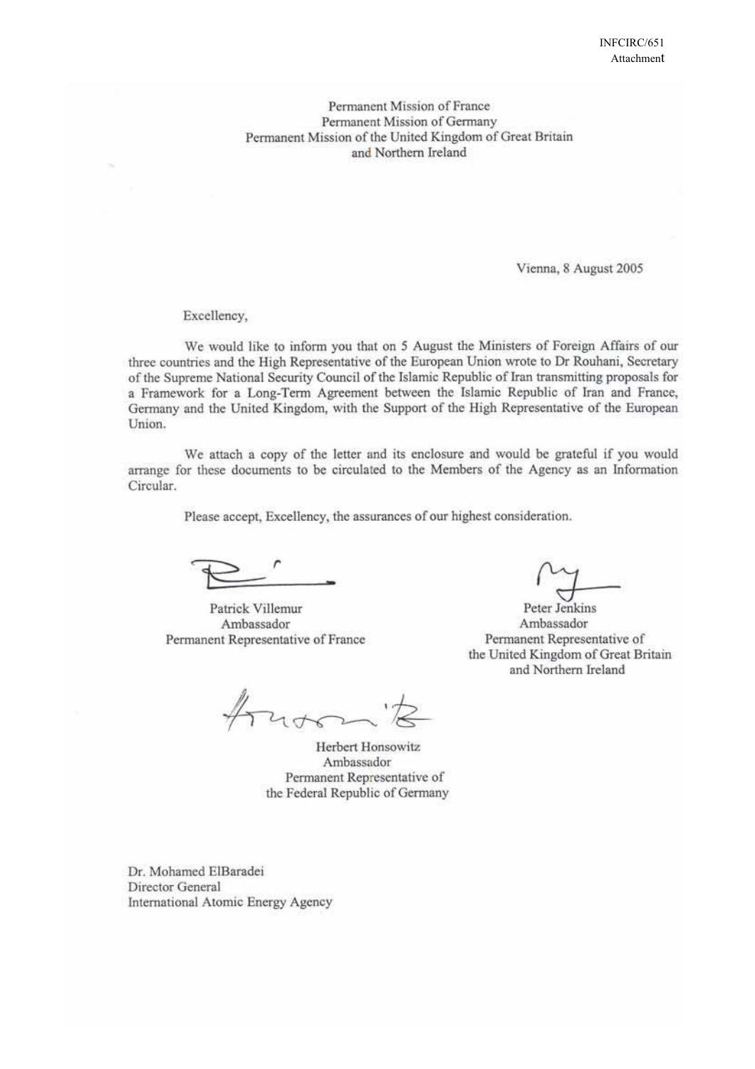INFCIRC/651
Attachment

Permanent Mission of France
Permanent Mission of Germany
Permanent Mission of the United Kingdom of Great Britain
and Northern Ireland

Vienna, 8 August 2005

Excellency,

We would like to inform you that on 5 August the Ministers of Foreign Affairs of our three countries and the High Representative of the European Union wrote to Dr Rouhani, Secretary of the Supreme National Security Council of the Islamic Republic of Iran transmitting proposals for a Framework for a Long-Term Agreement between the Islamic Republic of Iran and France, Germany and the United Kingdom, with the Support of the High Representative of the European Union.

We attach a copy of the letter and its enclosure and would be grateful if you would arrange for these documents to be circulated to the Members of the Agency as an Information Circular.

Please accept, Excellency, the assurances of our highest consideration.

Patrick Villemur
Ambassador
Permanent Representative of France

Peter Jenkins
Ambassador
Permanent Representative of
the United Kingdom of Great Britain
and Northern Ireland

Herbert Honsowitz
Ambassador
Permanent Representative of
the Federal Republic of Germany

Dr. Mohamed ElBaradei
Director General
International Atomic Energy Agency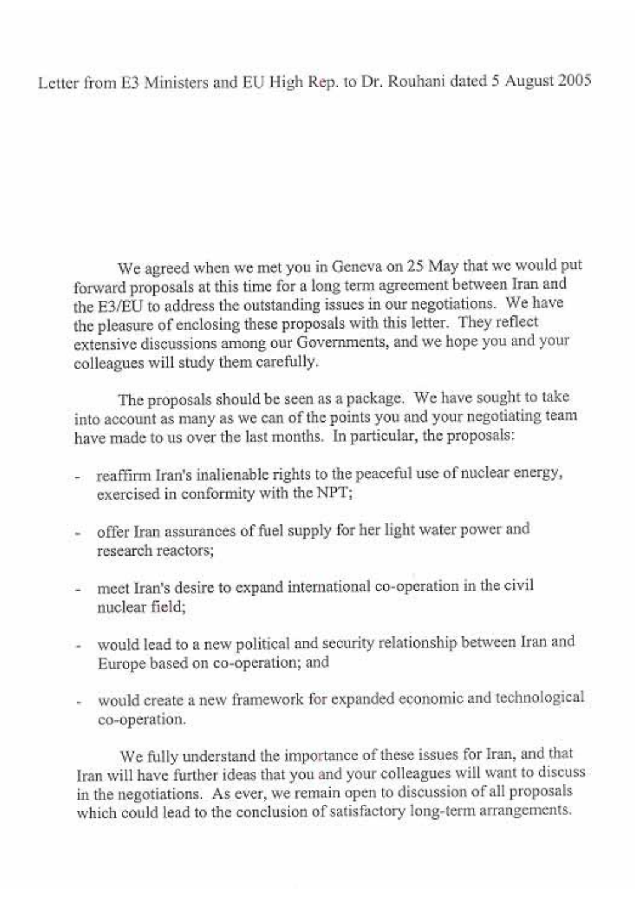Letter from E3 Ministers and EU High Rep. to Dr. Rouhani dated 5 August 2005

We agreed when we met you in Geneva on 25 May that we would put forward proposals at this time for a long term agreement between Iran and the E3/EU to address the outstanding issues in our negotiations. We have the pleasure of enclosing these proposals with this letter. They reflect extensive discussions among our Governments, and we hope you and your colleagues will study them carefully.

The proposals should be seen as a package. We have sought to take into account as many as we can of the points you and your negotiating team have made to us over the last months. In particular, the proposals:

- reaffirm Iran's inalienable rights to the peaceful use of nuclear energy, exercised in conformity with the NPT;
- offer Iran assurances of fuel supply for her light water power and research reactors;
- meet Iran's desire to expand international co-operation in the civil nuclear field;
- would lead to a new political and security relationship between Iran and Europe based on co-operation; and
- would create a new framework for expanded economic and technological co-operation.

We fully understand the importance of these issues for Iran, and that Iran will have further ideas that you and your colleagues will want to discuss in the negotiations. As ever, we remain open to discussion of all proposals which could lead to the conclusion of satisfactory long-term arrangements.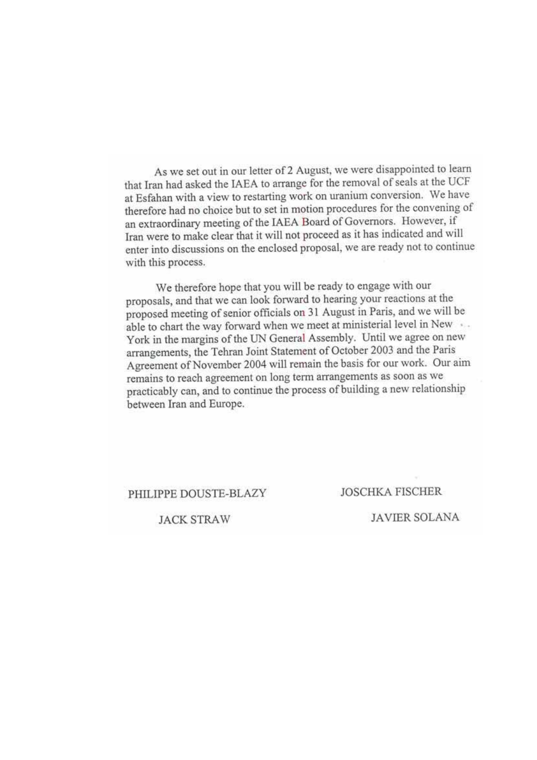As we set out in our letter of 2 August, we were disappointed to learn that Iran had asked the IAEA to arrange for the removal of seals at the UCF at Esfahan with a view to restarting work on uranium conversion. We have therefore had no choice but to set in motion procedures for the convening of an extraordinary meeting of the IAEA Board of Governors. However, if Iran were to make clear that it will not proceed as it has indicated and will enter into discussions on the enclosed proposal, we are ready not to continue with this process.

We therefore hope that you will be ready to engage with our proposals, and that we can look forward to hearing your reactions at the proposed meeting of senior officials on 31 August in Paris, and we will be able to chart the way forward when we meet at ministerial level in New York in the margins of the UN General Assembly. Until we agree on new arrangements, the Tehran Joint Statement of October 2003 and the Paris Agreement of November 2004 will remain the basis for our work. Our aim remains to reach agreement on long term arrangements as soon as we practicably can, and to continue the process of building a new relationship between Iran and Europe.

PHILIPPE DOUSTE-BLAZY

JOSCHKA FISCHER

JACK STRAW

JAVIER SOLANA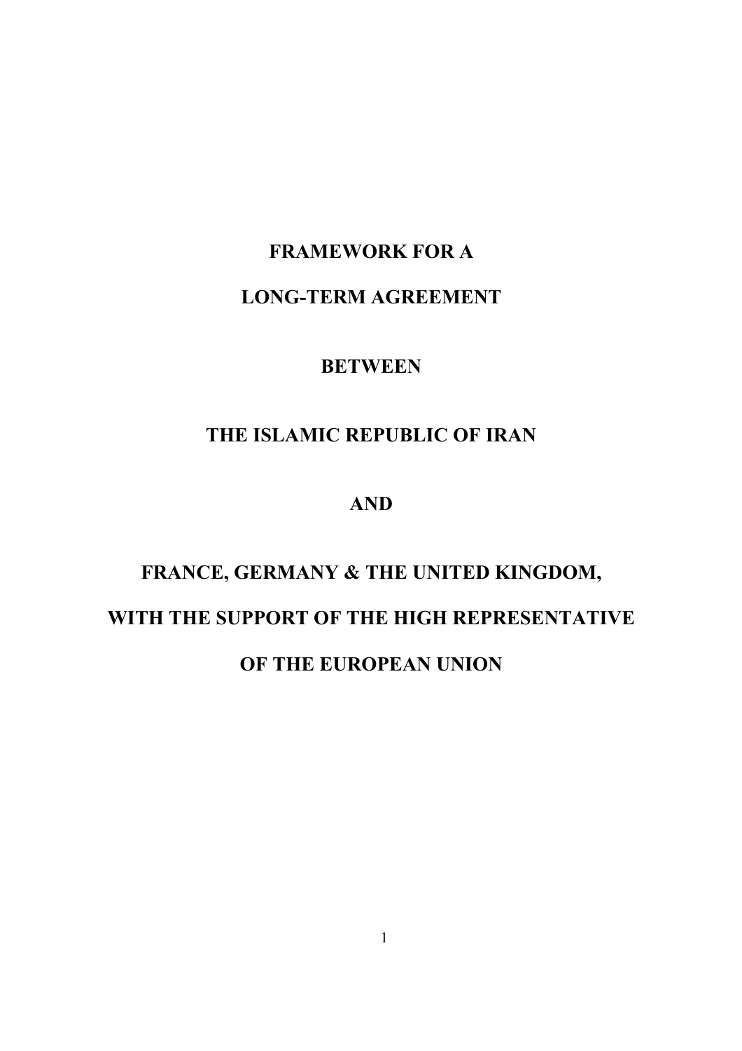# FRAMEWORK FOR A

# LONG-TERM AGREEMENT

# BETWEEN

# THE ISLAMIC REPUBLIC OF IRAN

# AND

# FRANCE, GERMANY & THE UNITED KINGDOM,

# WITH THE SUPPORT OF THE HIGH REPRESENTATIVE

# OF THE EUROPEAN UNION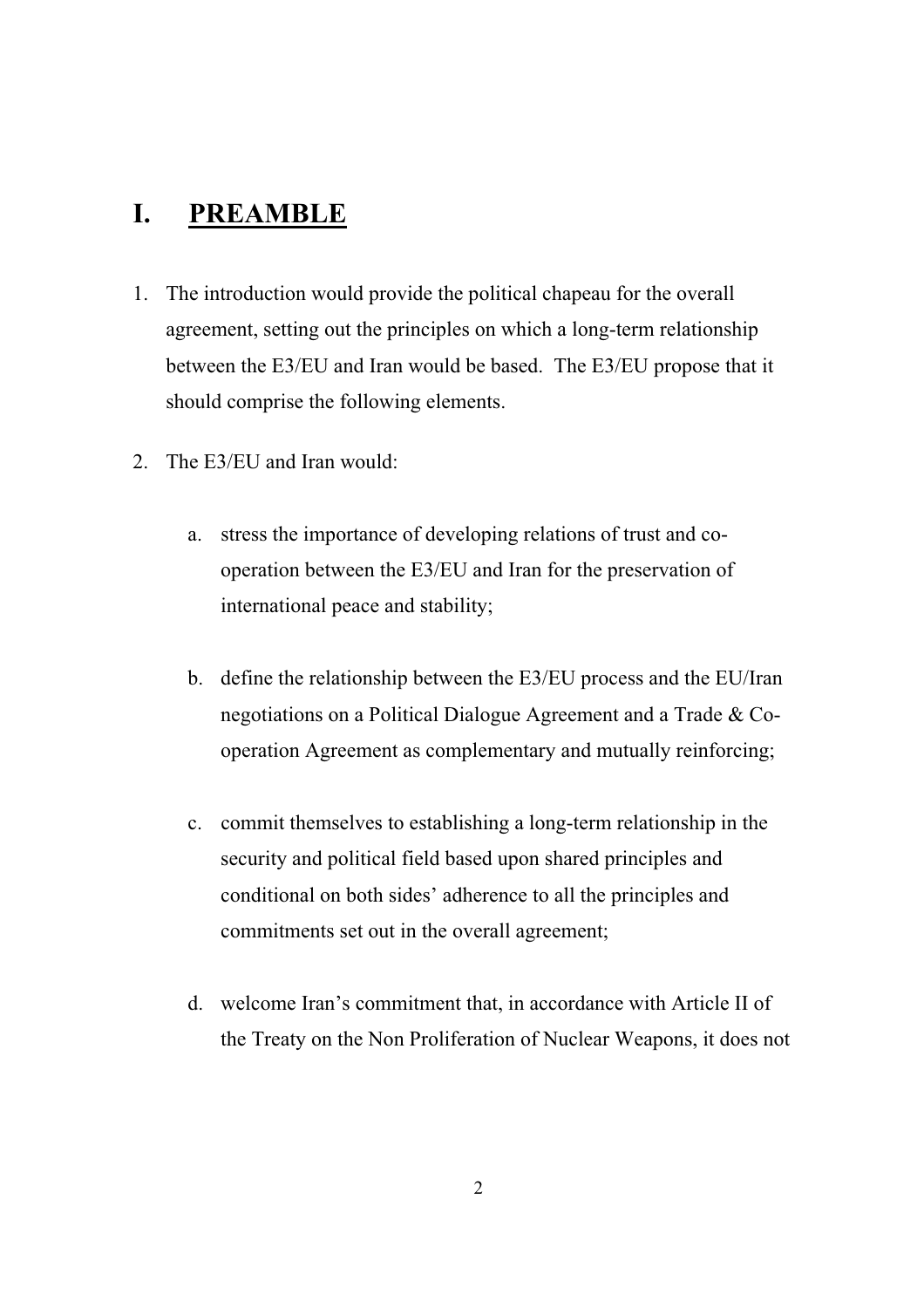# I. PREAMBLE

1. The introduction would provide the political chapeau for the overall agreement, setting out the principles on which a long-term relationship between the E3/EU and Iran would be based. The E3/EU propose that it should comprise the following elements.

2. The E3/EU and Iran would:

   a. stress the importance of developing relations of trust and co-operation between the E3/EU and Iran for the preservation of international peace and stability;

   b. define the relationship between the E3/EU process and the EU/Iran negotiations on a Political Dialogue Agreement and a Trade & Co-operation Agreement as complementary and mutually reinforcing;

   c. commit themselves to establishing a long-term relationship in the security and political field based upon shared principles and conditional on both sides' adherence to all the principles and commitments set out in the overall agreement;

   d. welcome Iran's commitment that, in accordance with Article II of the Treaty on the Non Proliferation of Nuclear Weapons, it does not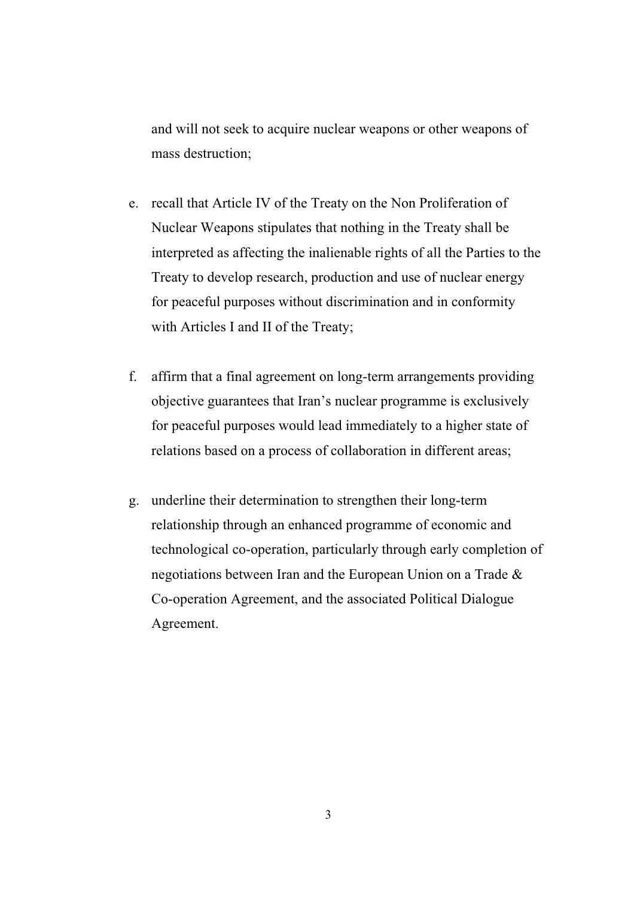and will not seek to acquire nuclear weapons or other weapons of mass destruction;

e. recall that Article IV of the Treaty on the Non Proliferation of Nuclear Weapons stipulates that nothing in the Treaty shall be interpreted as affecting the inalienable rights of all the Parties to the Treaty to develop research, production and use of nuclear energy for peaceful purposes without discrimination and in conformity with Articles I and II of the Treaty;

f. affirm that a final agreement on long-term arrangements providing objective guarantees that Iran's nuclear programme is exclusively for peaceful purposes would lead immediately to a higher state of relations based on a process of collaboration in different areas;

g. underline their determination to strengthen their long-term relationship through an enhanced programme of economic and technological co-operation, particularly through early completion of negotiations between Iran and the European Union on a Trade & Co-operation Agreement, and the associated Political Dialogue Agreement.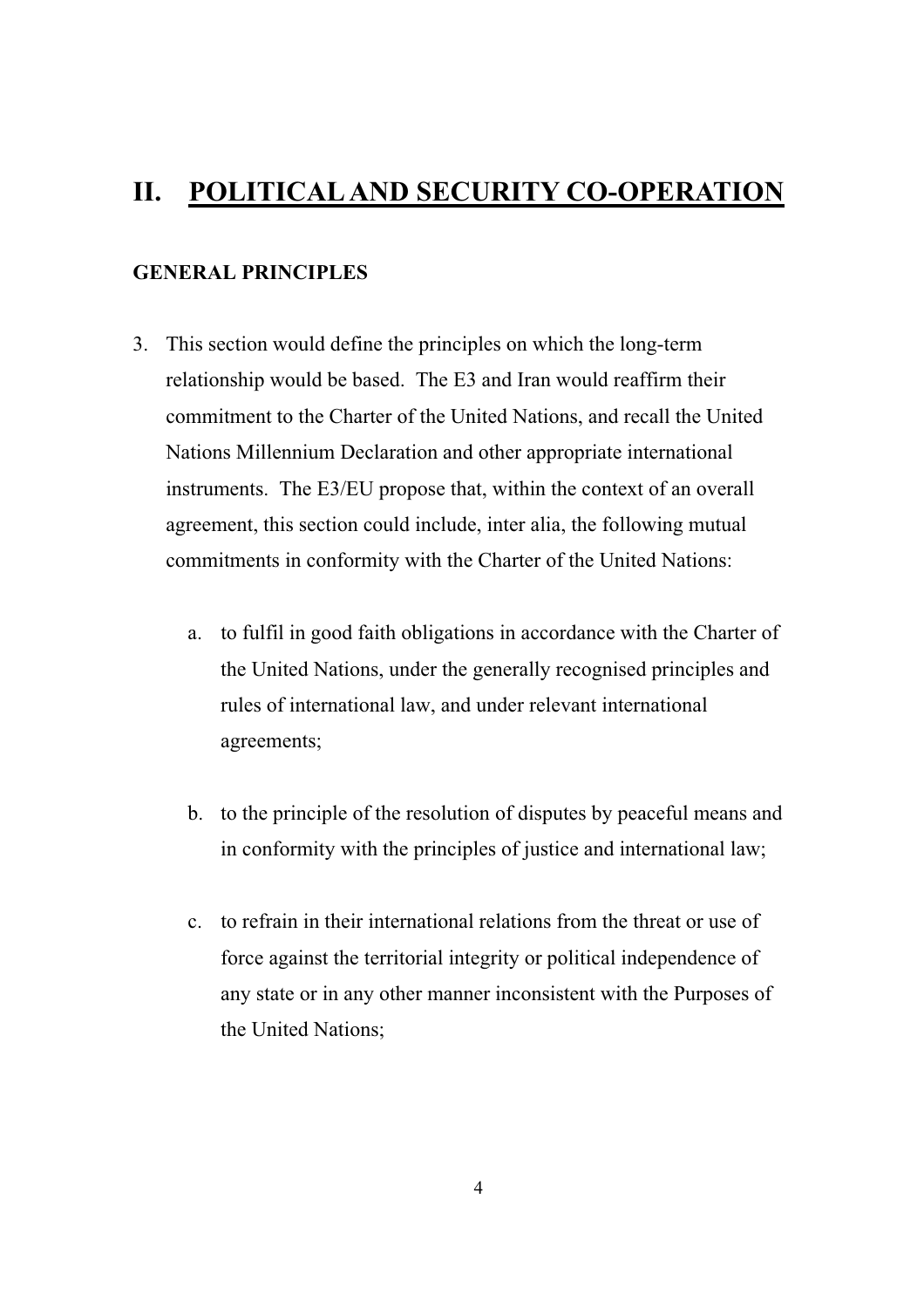## II. POLITICAL AND SECURITY CO-OPERATION

### GENERAL PRINCIPLES

3. This section would define the principles on which the long-term relationship would be based. The E3 and Iran would reaffirm their commitment to the Charter of the United Nations, and recall the United Nations Millennium Declaration and other appropriate international instruments. The E3/EU propose that, within the context of an overall agreement, this section could include, inter alia, the following mutual commitments in conformity with the Charter of the United Nations:

    a. to fulfil in good faith obligations in accordance with the Charter of the United Nations, under the generally recognised principles and rules of international law, and under relevant international agreements;

    b. to the principle of the resolution of disputes by peaceful means and in conformity with the principles of justice and international law;

    c. to refrain in their international relations from the threat or use of force against the territorial integrity or political independence of any state or in any other manner inconsistent with the Purposes of the United Nations;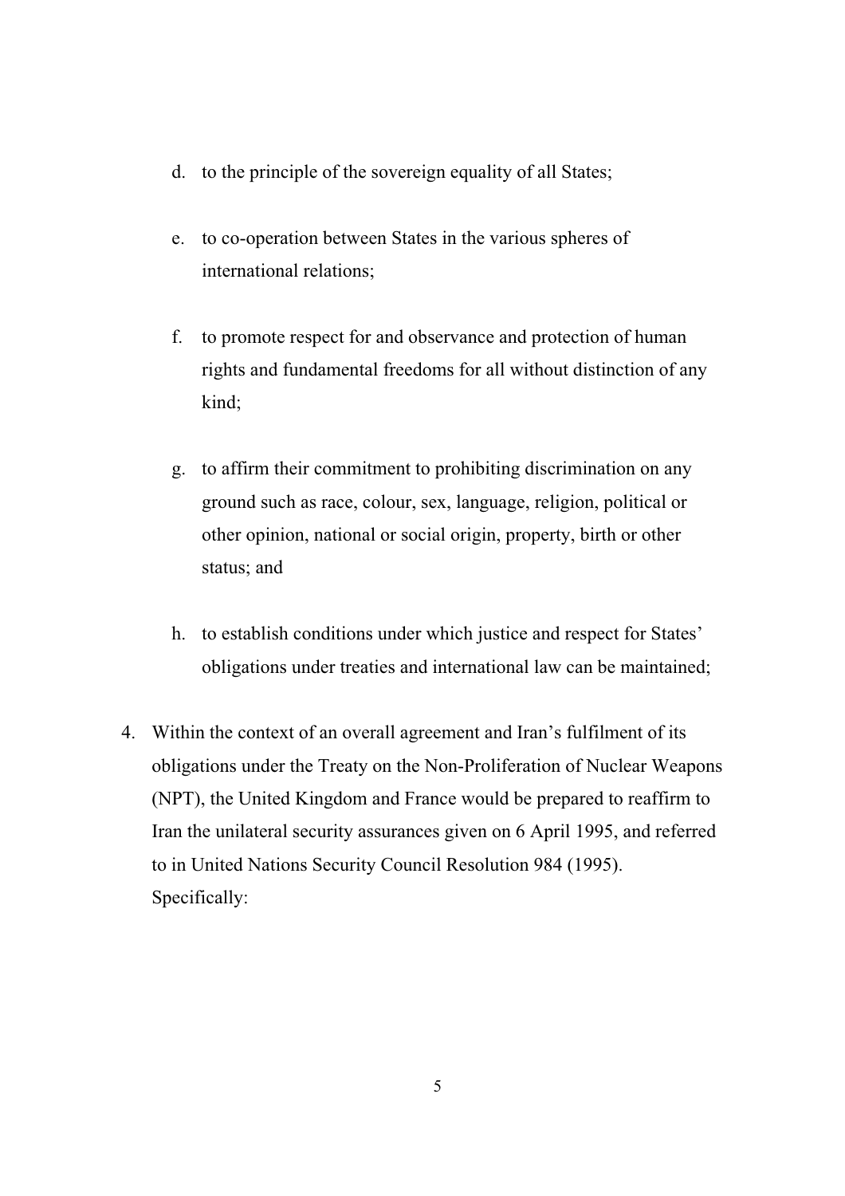d. to the principle of the sovereign equality of all States;

e. to co-operation between States in the various spheres of international relations;

f. to promote respect for and observance and protection of human rights and fundamental freedoms for all without distinction of any kind;

g. to affirm their commitment to prohibiting discrimination on any ground such as race, colour, sex, language, religion, political or other opinion, national or social origin, property, birth or other status; and

h. to establish conditions under which justice and respect for States' obligations under treaties and international law can be maintained;

4. Within the context of an overall agreement and Iran's fulfilment of its obligations under the Treaty on the Non-Proliferation of Nuclear Weapons (NPT), the United Kingdom and France would be prepared to reaffirm to Iran the unilateral security assurances given on 6 April 1995, and referred to in United Nations Security Council Resolution 984 (1995). Specifically: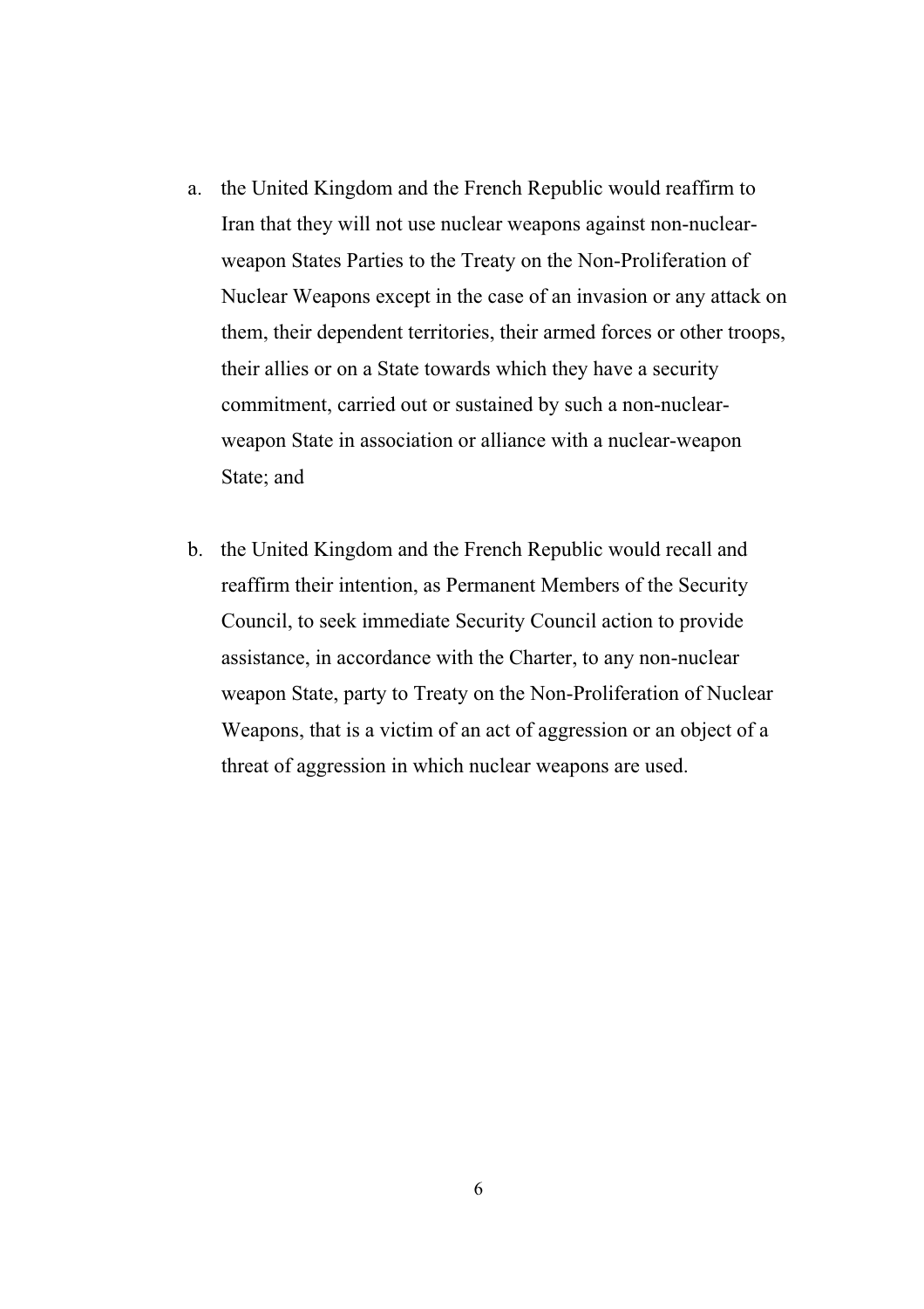a. the United Kingdom and the French Republic would reaffirm to Iran that they will not use nuclear weapons against non-nuclear-weapon States Parties to the Treaty on the Non-Proliferation of Nuclear Weapons except in the case of an invasion or any attack on them, their dependent territories, their armed forces or other troops, their allies or on a State towards which they have a security commitment, carried out or sustained by such a non-nuclear-weapon State in association or alliance with a nuclear-weapon State; and

b. the United Kingdom and the French Republic would recall and reaffirm their intention, as Permanent Members of the Security Council, to seek immediate Security Council action to provide assistance, in accordance with the Charter, to any non-nuclear weapon State, party to Treaty on the Non-Proliferation of Nuclear Weapons, that is a victim of an act of aggression or an object of a threat of aggression in which nuclear weapons are used.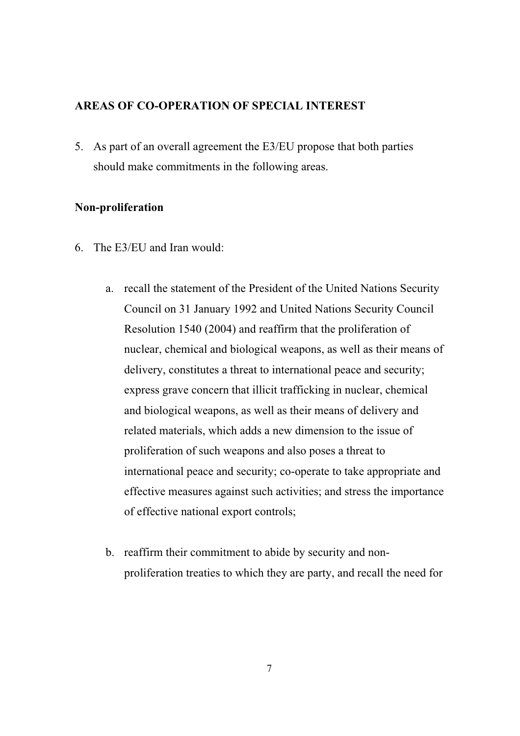## AREAS OF CO-OPERATION OF SPECIAL INTEREST

5. As part of an overall agreement the E3/EU propose that both parties should make commitments in the following areas.

### Non-proliferation

6. The E3/EU and Iran would:

   a. recall the statement of the President of the United Nations Security Council on 31 January 1992 and United Nations Security Council Resolution 1540 (2004) and reaffirm that the proliferation of nuclear, chemical and biological weapons, as well as their means of delivery, constitutes a threat to international peace and security; express grave concern that illicit trafficking in nuclear, chemical and biological weapons, as well as their means of delivery and related materials, which adds a new dimension to the issue of proliferation of such weapons and also poses a threat to international peace and security; co-operate to take appropriate and effective measures against such activities; and stress the importance of effective national export controls;

   b. reaffirm their commitment to abide by security and non-proliferation treaties to which they are party, and recall the need for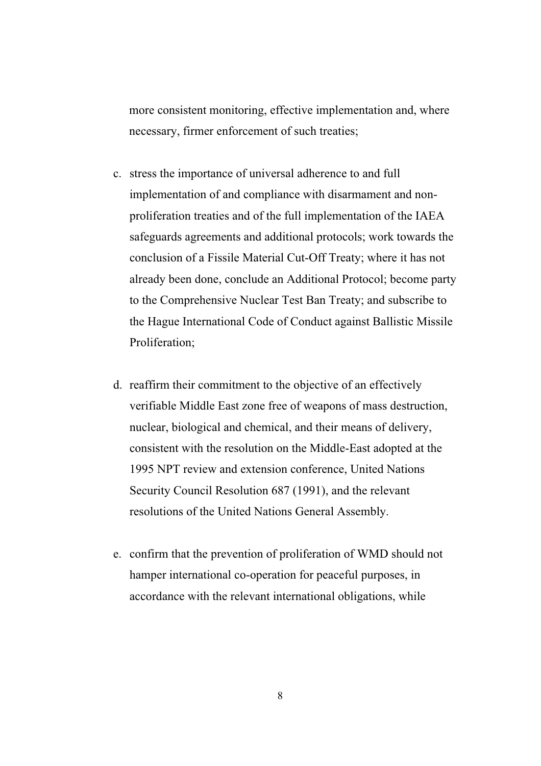more consistent monitoring, effective implementation and, where necessary, firmer enforcement of such treaties;

c. stress the importance of universal adherence to and full implementation of and compliance with disarmament and non-proliferation treaties and of the full implementation of the IAEA safeguards agreements and additional protocols; work towards the conclusion of a Fissile Material Cut-Off Treaty; where it has not already been done, conclude an Additional Protocol; become party to the Comprehensive Nuclear Test Ban Treaty; and subscribe to the Hague International Code of Conduct against Ballistic Missile Proliferation;

d. reaffirm their commitment to the objective of an effectively verifiable Middle East zone free of weapons of mass destruction, nuclear, biological and chemical, and their means of delivery, consistent with the resolution on the Middle-East adopted at the 1995 NPT review and extension conference, United Nations Security Council Resolution 687 (1991), and the relevant resolutions of the United Nations General Assembly.

e. confirm that the prevention of proliferation of WMD should not hamper international co-operation for peaceful purposes, in accordance with the relevant international obligations, while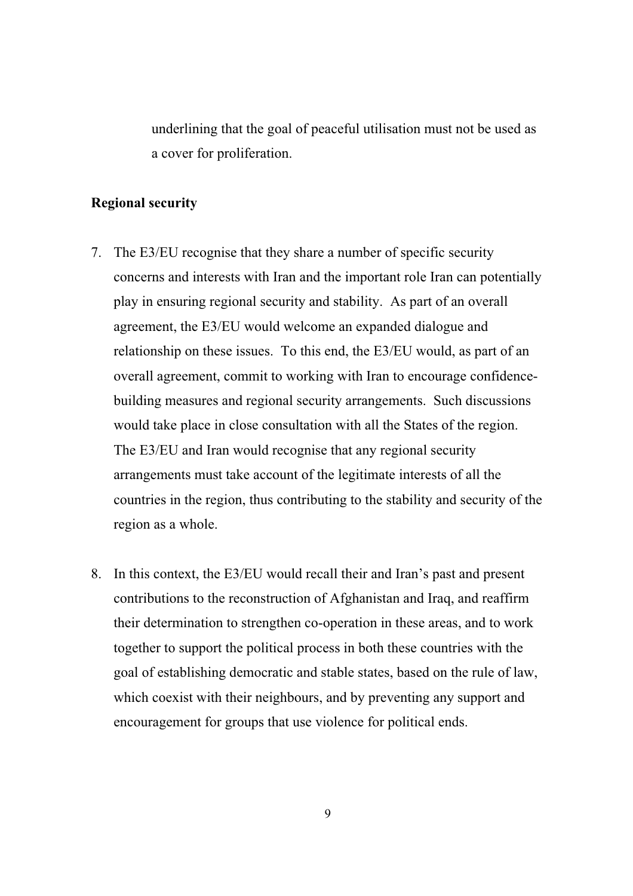underlining that the goal of peaceful utilisation must not be used as a cover for proliferation.

**Regional security**

7. The E3/EU recognise that they share a number of specific security concerns and interests with Iran and the important role Iran can potentially play in ensuring regional security and stability. As part of an overall agreement, the E3/EU would welcome an expanded dialogue and relationship on these issues. To this end, the E3/EU would, as part of an overall agreement, commit to working with Iran to encourage confidence-building measures and regional security arrangements. Such discussions would take place in close consultation with all the States of the region. The E3/EU and Iran would recognise that any regional security arrangements must take account of the legitimate interests of all the countries in the region, thus contributing to the stability and security of the region as a whole.

8. In this context, the E3/EU would recall their and Iran's past and present contributions to the reconstruction of Afghanistan and Iraq, and reaffirm their determination to strengthen co-operation in these areas, and to work together to support the political process in both these countries with the goal of establishing democratic and stable states, based on the rule of law, which coexist with their neighbours, and by preventing any support and encouragement for groups that use violence for political ends.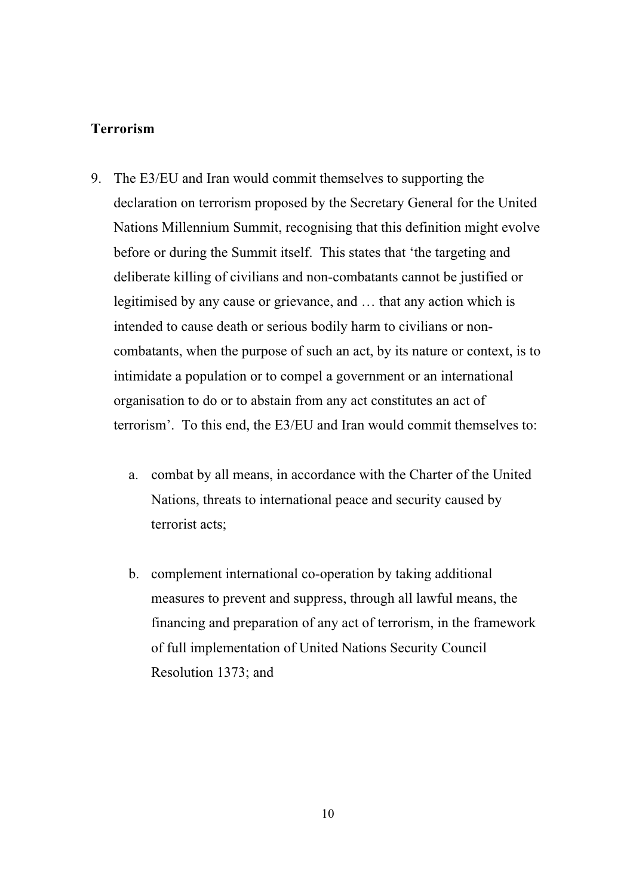**Terrorism**

9. The E3/EU and Iran would commit themselves to supporting the declaration on terrorism proposed by the Secretary General for the United Nations Millennium Summit, recognising that this definition might evolve before or during the Summit itself. This states that 'the targeting and deliberate killing of civilians and non-combatants cannot be justified or legitimised by any cause or grievance, and … that any action which is intended to cause death or serious bodily harm to civilians or non-combatants, when the purpose of such an act, by its nature or context, is to intimidate a population or to compel a government or an international organisation to do or to abstain from any act constitutes an act of terrorism'. To this end, the E3/EU and Iran would commit themselves to:

   a. combat by all means, in accordance with the Charter of the United Nations, threats to international peace and security caused by terrorist acts;

   b. complement international co-operation by taking additional measures to prevent and suppress, through all lawful means, the financing and preparation of any act of terrorism, in the framework of full implementation of United Nations Security Council Resolution 1373; and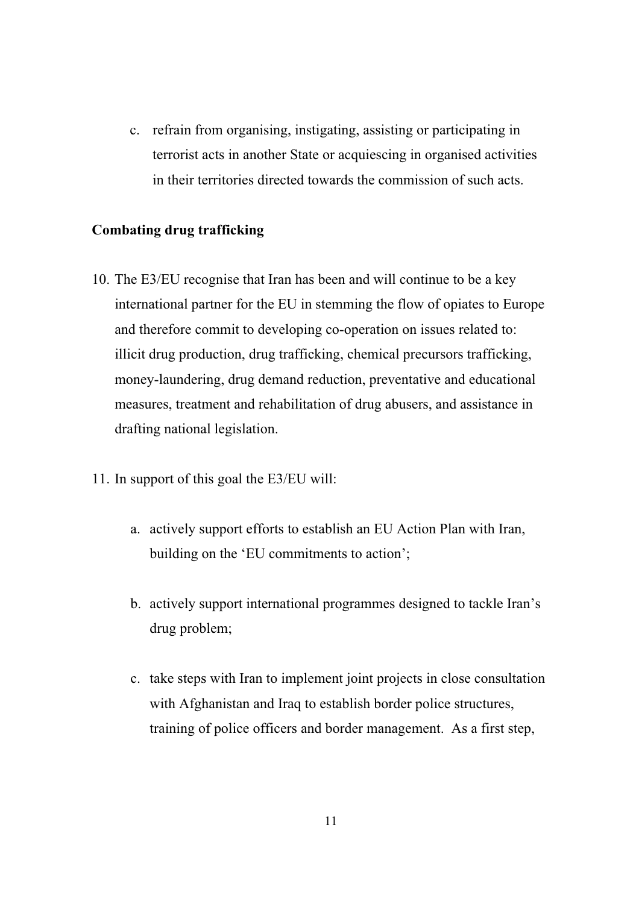c. refrain from organising, instigating, assisting or participating in terrorist acts in another State or acquiescing in organised activities in their territories directed towards the commission of such acts.

**Combating drug trafficking**

10. The E3/EU recognise that Iran has been and will continue to be a key international partner for the EU in stemming the flow of opiates to Europe and therefore commit to developing co-operation on issues related to: illicit drug production, drug trafficking, chemical precursors trafficking, money-laundering, drug demand reduction, preventative and educational measures, treatment and rehabilitation of drug abusers, and assistance in drafting national legislation.

11. In support of this goal the E3/EU will:

    a. actively support efforts to establish an EU Action Plan with Iran, building on the 'EU commitments to action';

    b. actively support international programmes designed to tackle Iran's drug problem;

    c. take steps with Iran to implement joint projects in close consultation with Afghanistan and Iraq to establish border police structures, training of police officers and border management. As a first step,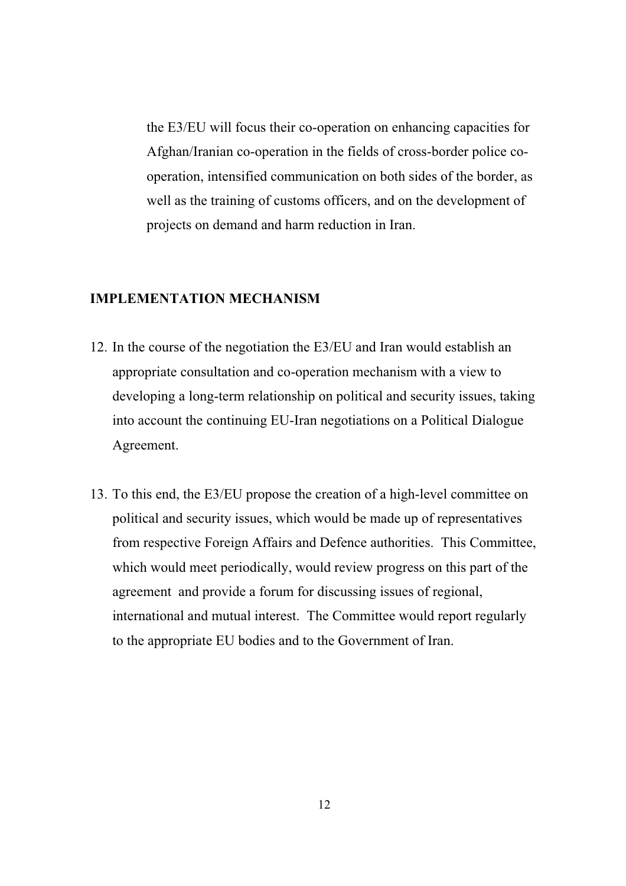the E3/EU will focus their co-operation on enhancing capacities for Afghan/Iranian co-operation in the fields of cross-border police co-operation, intensified communication on both sides of the border, as well as the training of customs officers, and on the development of projects on demand and harm reduction in Iran.

**IMPLEMENTATION MECHANISM**

12. In the course of the negotiation the E3/EU and Iran would establish an appropriate consultation and co-operation mechanism with a view to developing a long-term relationship on political and security issues, taking into account the continuing EU-Iran negotiations on a Political Dialogue Agreement.

13. To this end, the E3/EU propose the creation of a high-level committee on political and security issues, which would be made up of representatives from respective Foreign Affairs and Defence authorities. This Committee, which would meet periodically, would review progress on this part of the agreement and provide a forum for discussing issues of regional, international and mutual interest. The Committee would report regularly to the appropriate EU bodies and to the Government of Iran.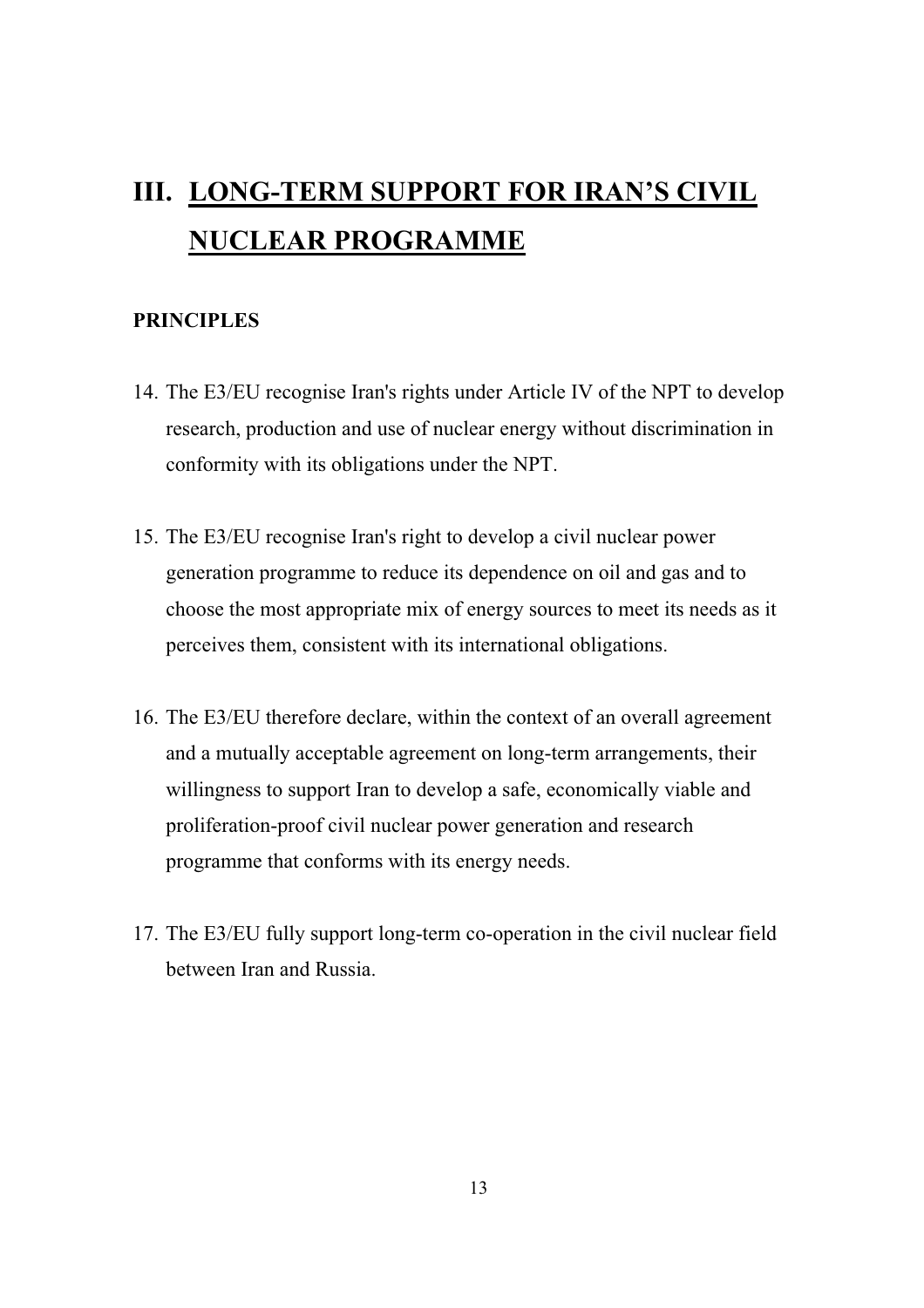# III. LONG-TERM SUPPORT FOR IRAN'S CIVIL NUCLEAR PROGRAMME

**PRINCIPLES**

14. The E3/EU recognise Iran's rights under Article IV of the NPT to develop research, production and use of nuclear energy without discrimination in conformity with its obligations under the NPT.

15. The E3/EU recognise Iran's right to develop a civil nuclear power generation programme to reduce its dependence on oil and gas and to choose the most appropriate mix of energy sources to meet its needs as it perceives them, consistent with its international obligations.

16. The E3/EU therefore declare, within the context of an overall agreement and a mutually acceptable agreement on long-term arrangements, their willingness to support Iran to develop a safe, economically viable and proliferation-proof civil nuclear power generation and research programme that conforms with its energy needs.

17. The E3/EU fully support long-term co-operation in the civil nuclear field between Iran and Russia.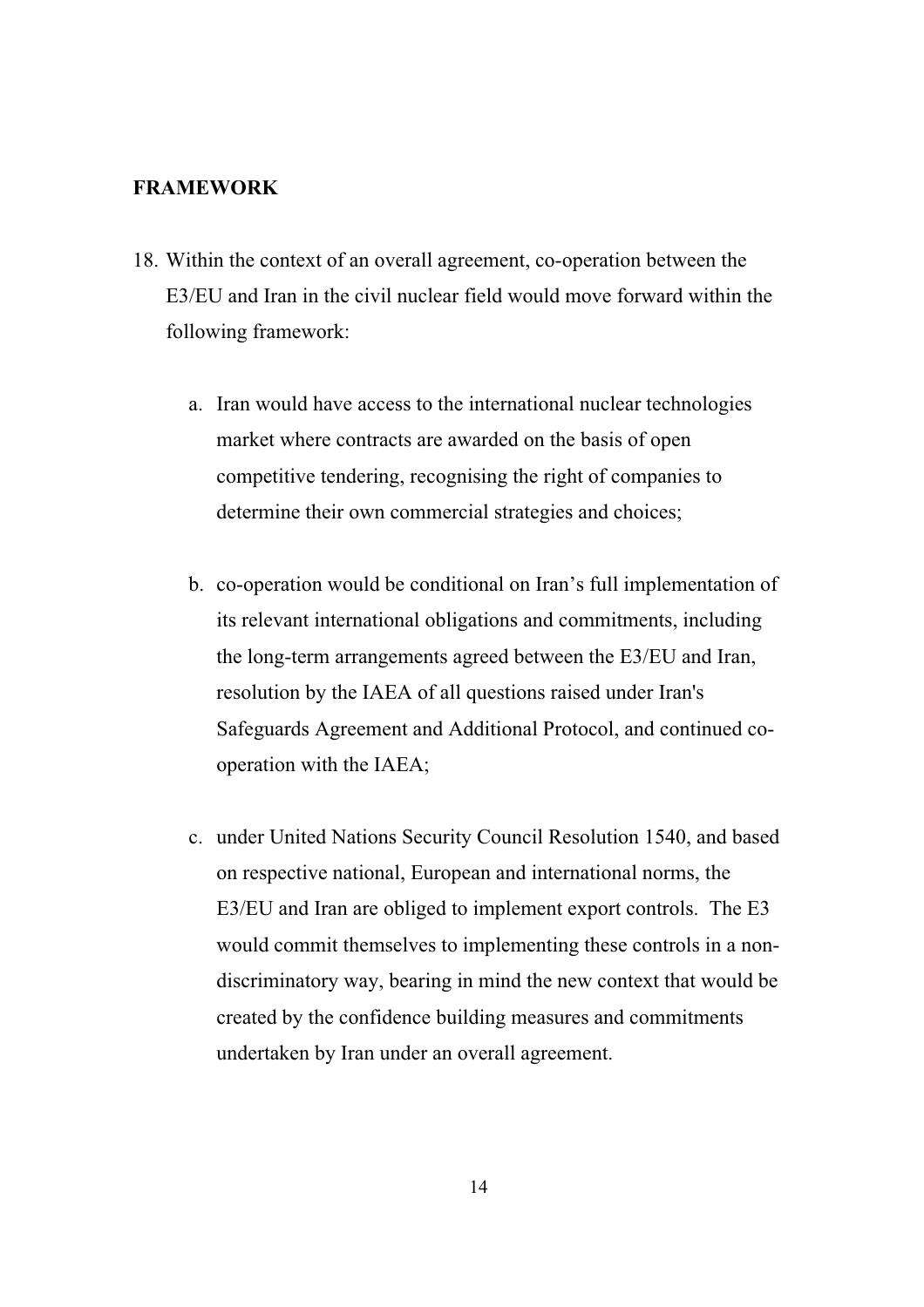## FRAMEWORK

18. Within the context of an overall agreement, co-operation between the E3/EU and Iran in the civil nuclear field would move forward within the following framework:

    a. Iran would have access to the international nuclear technologies market where contracts are awarded on the basis of open competitive tendering, recognising the right of companies to determine their own commercial strategies and choices;

    b. co-operation would be conditional on Iran's full implementation of its relevant international obligations and commitments, including the long-term arrangements agreed between the E3/EU and Iran, resolution by the IAEA of all questions raised under Iran's Safeguards Agreement and Additional Protocol, and continued co-operation with the IAEA;

    c. under United Nations Security Council Resolution 1540, and based on respective national, European and international norms, the E3/EU and Iran are obliged to implement export controls. The E3 would commit themselves to implementing these controls in a non-discriminatory way, bearing in mind the new context that would be created by the confidence building measures and commitments undertaken by Iran under an overall agreement.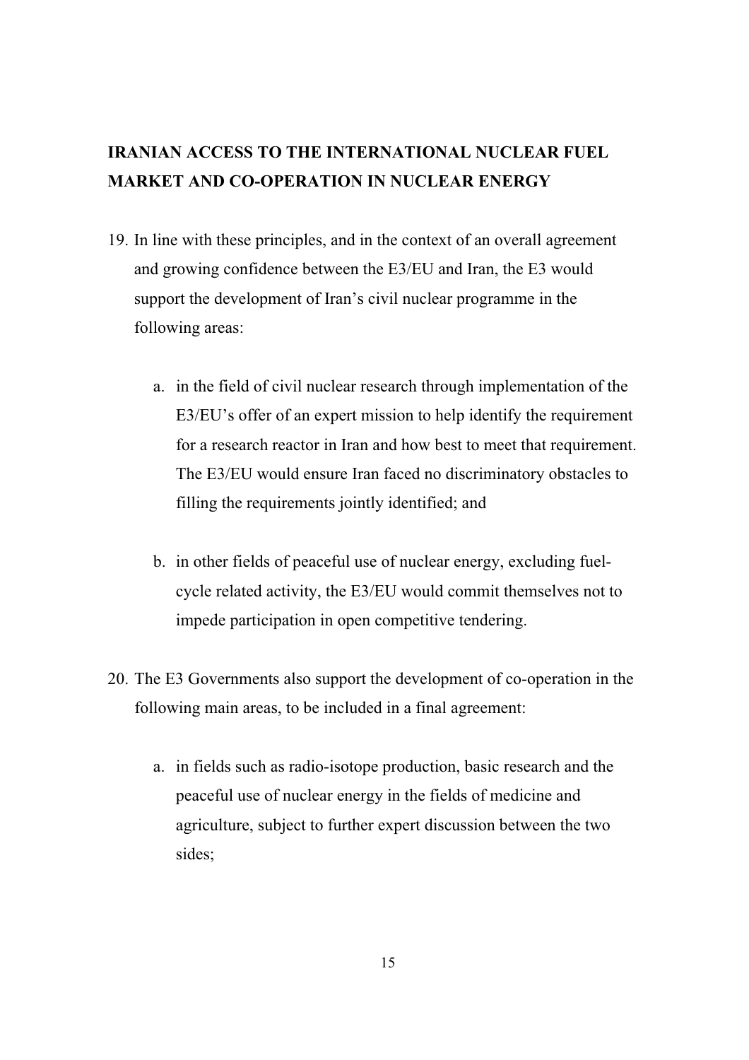**IRANIAN ACCESS TO THE INTERNATIONAL NUCLEAR FUEL MARKET AND CO-OPERATION IN NUCLEAR ENERGY**

19. In line with these principles, and in the context of an overall agreement and growing confidence between the E3/EU and Iran, the E3 would support the development of Iran's civil nuclear programme in the following areas:

    a. in the field of civil nuclear research through implementation of the E3/EU's offer of an expert mission to help identify the requirement for a research reactor in Iran and how best to meet that requirement. The E3/EU would ensure Iran faced no discriminatory obstacles to filling the requirements jointly identified; and

    b. in other fields of peaceful use of nuclear energy, excluding fuel-cycle related activity, the E3/EU would commit themselves not to impede participation in open competitive tendering.

20. The E3 Governments also support the development of co-operation in the following main areas, to be included in a final agreement:

    a. in fields such as radio-isotope production, basic research and the peaceful use of nuclear energy in the fields of medicine and agriculture, subject to further expert discussion between the two sides;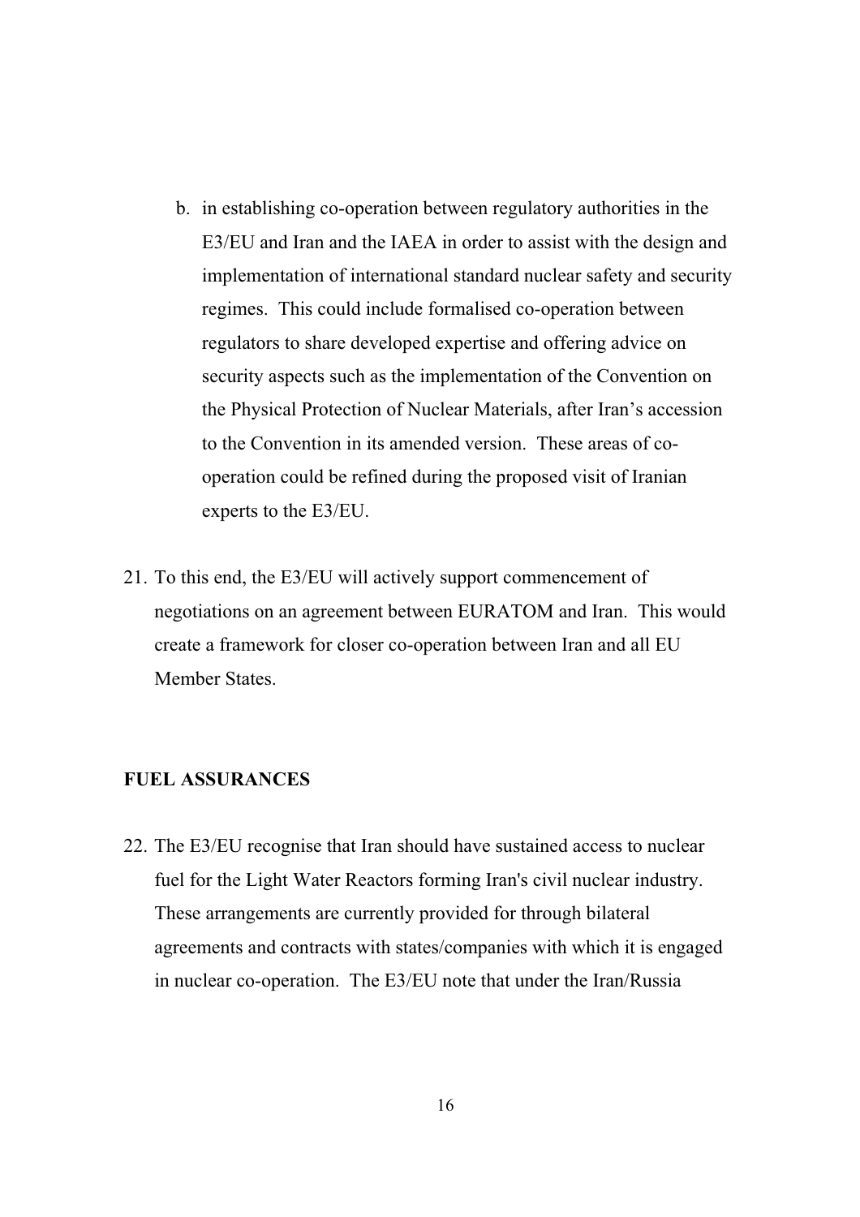b. in establishing co-operation between regulatory authorities in the E3/EU and Iran and the IAEA in order to assist with the design and implementation of international standard nuclear safety and security regimes. This could include formalised co-operation between regulators to share developed expertise and offering advice on security aspects such as the implementation of the Convention on the Physical Protection of Nuclear Materials, after Iran's accession to the Convention in its amended version. These areas of co-operation could be refined during the proposed visit of Iranian experts to the E3/EU.

21. To this end, the E3/EU will actively support commencement of negotiations on an agreement between EURATOM and Iran. This would create a framework for closer co-operation between Iran and all EU Member States.

**FUEL ASSURANCES**

22. The E3/EU recognise that Iran should have sustained access to nuclear fuel for the Light Water Reactors forming Iran's civil nuclear industry. These arrangements are currently provided for through bilateral agreements and contracts with states/companies with which it is engaged in nuclear co-operation. The E3/EU note that under the Iran/Russia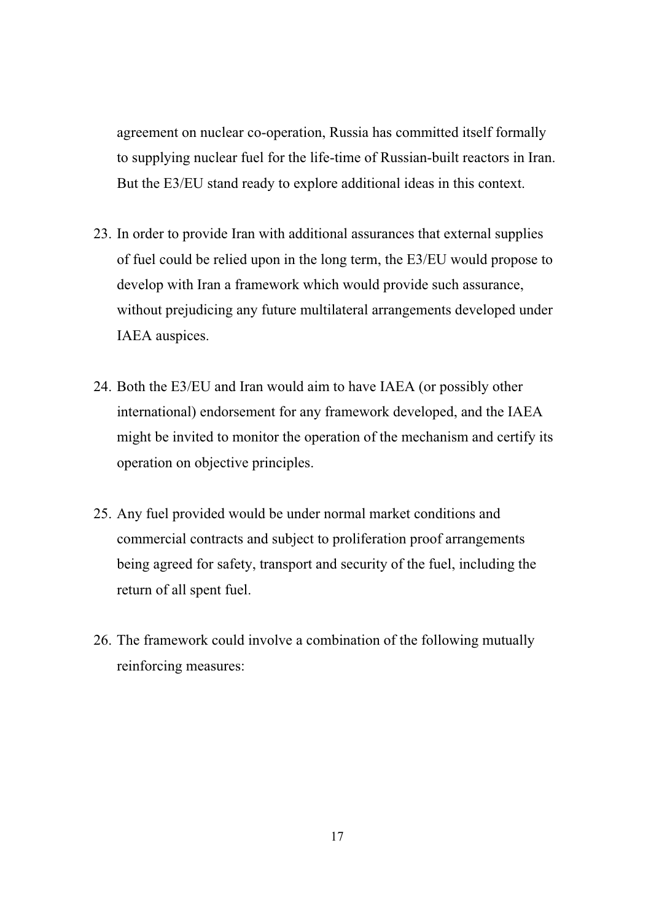agreement on nuclear co-operation, Russia has committed itself formally to supplying nuclear fuel for the life-time of Russian-built reactors in Iran. But the E3/EU stand ready to explore additional ideas in this context.

23. In order to provide Iran with additional assurances that external supplies of fuel could be relied upon in the long term, the E3/EU would propose to develop with Iran a framework which would provide such assurance, without prejudicing any future multilateral arrangements developed under IAEA auspices.

24. Both the E3/EU and Iran would aim to have IAEA (or possibly other international) endorsement for any framework developed, and the IAEA might be invited to monitor the operation of the mechanism and certify its operation on objective principles.

25. Any fuel provided would be under normal market conditions and commercial contracts and subject to proliferation proof arrangements being agreed for safety, transport and security of the fuel, including the return of all spent fuel.

26. The framework could involve a combination of the following mutually reinforcing measures: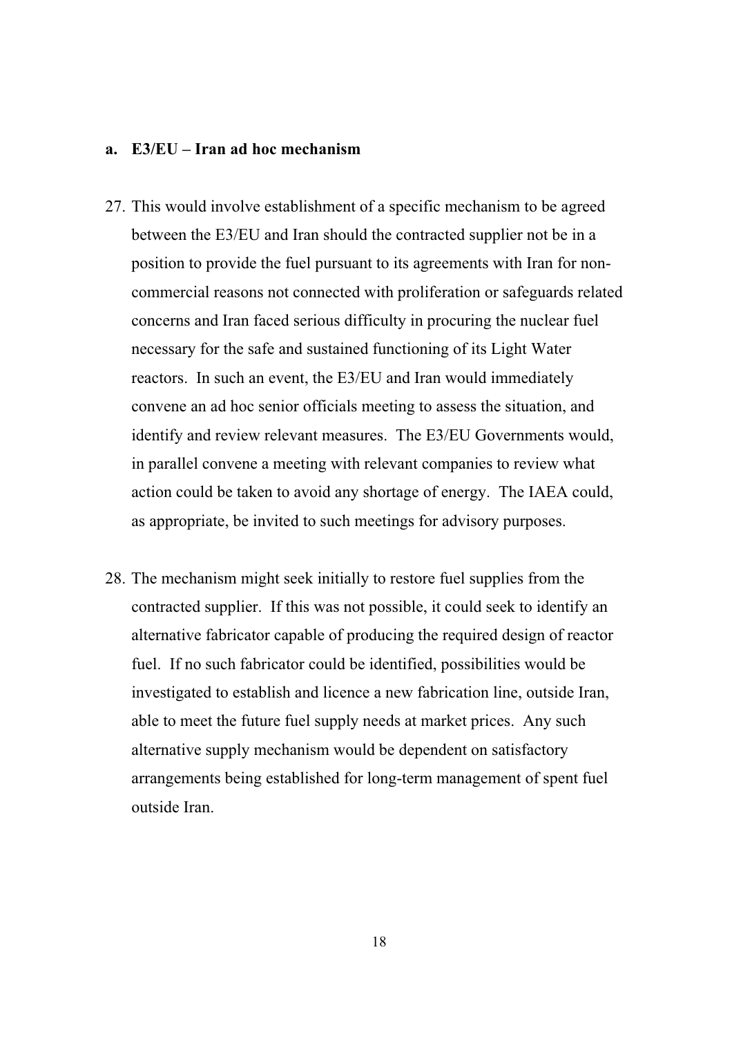### a. E3/EU – Iran ad hoc mechanism

27. This would involve establishment of a specific mechanism to be agreed between the E3/EU and Iran should the contracted supplier not be in a position to provide the fuel pursuant to its agreements with Iran for non-commercial reasons not connected with proliferation or safeguards related concerns and Iran faced serious difficulty in procuring the nuclear fuel necessary for the safe and sustained functioning of its Light Water reactors. In such an event, the E3/EU and Iran would immediately convene an ad hoc senior officials meeting to assess the situation, and identify and review relevant measures. The E3/EU Governments would, in parallel convene a meeting with relevant companies to review what action could be taken to avoid any shortage of energy. The IAEA could, as appropriate, be invited to such meetings for advisory purposes.

28. The mechanism might seek initially to restore fuel supplies from the contracted supplier. If this was not possible, it could seek to identify an alternative fabricator capable of producing the required design of reactor fuel. If no such fabricator could be identified, possibilities would be investigated to establish and licence a new fabrication line, outside Iran, able to meet the future fuel supply needs at market prices. Any such alternative supply mechanism would be dependent on satisfactory arrangements being established for long-term management of spent fuel outside Iran.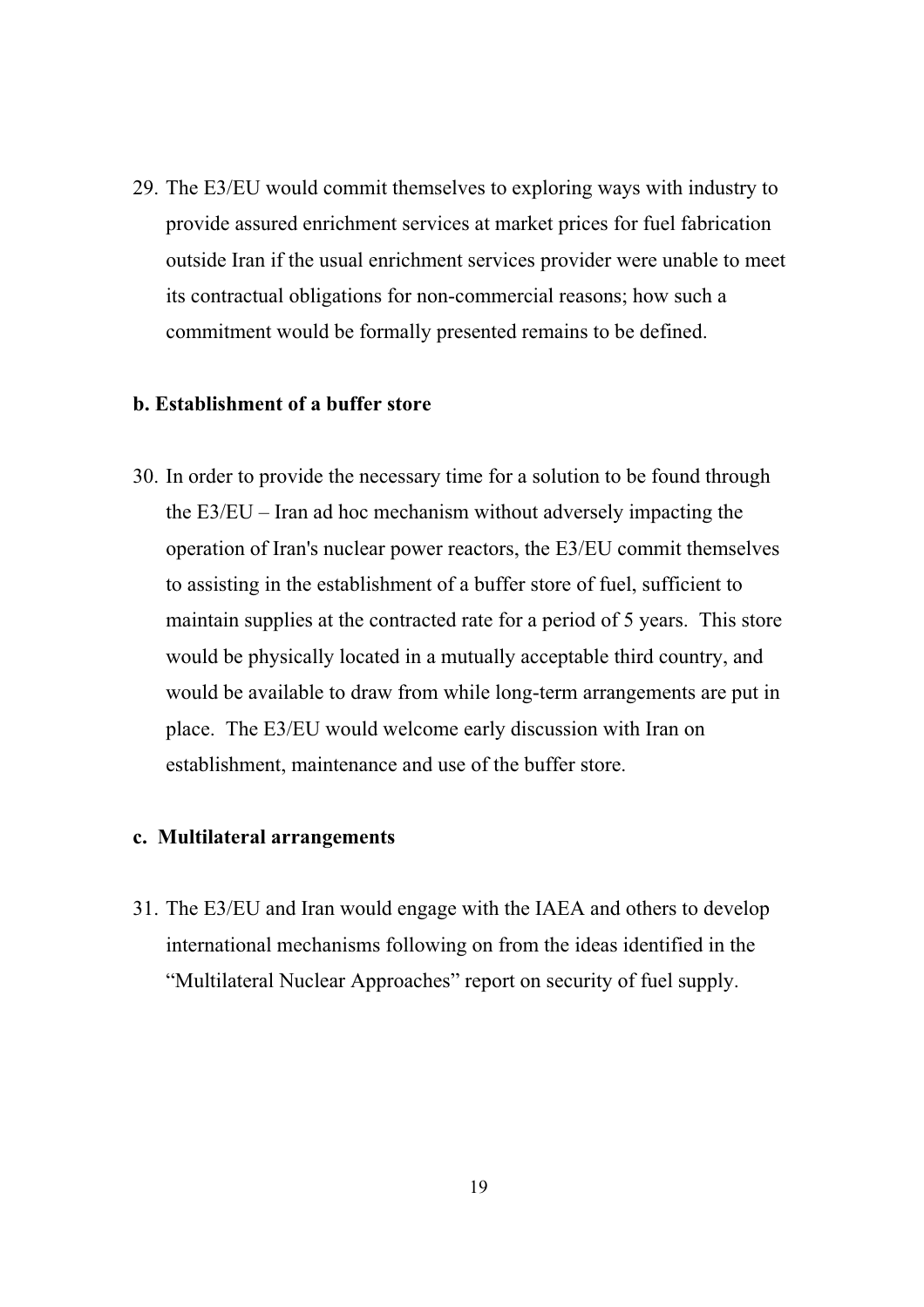29. The E3/EU would commit themselves to exploring ways with industry to provide assured enrichment services at market prices for fuel fabrication outside Iran if the usual enrichment services provider were unable to meet its contractual obligations for non-commercial reasons; how such a commitment would be formally presented remains to be defined.

**b. Establishment of a buffer store**

30. In order to provide the necessary time for a solution to be found through the E3/EU – Iran ad hoc mechanism without adversely impacting the operation of Iran's nuclear power reactors, the E3/EU commit themselves to assisting in the establishment of a buffer store of fuel, sufficient to maintain supplies at the contracted rate for a period of 5 years. This store would be physically located in a mutually acceptable third country, and would be available to draw from while long-term arrangements are put in place. The E3/EU would welcome early discussion with Iran on establishment, maintenance and use of the buffer store.

**c. Multilateral arrangements**

31. The E3/EU and Iran would engage with the IAEA and others to develop international mechanisms following on from the ideas identified in the "Multilateral Nuclear Approaches" report on security of fuel supply.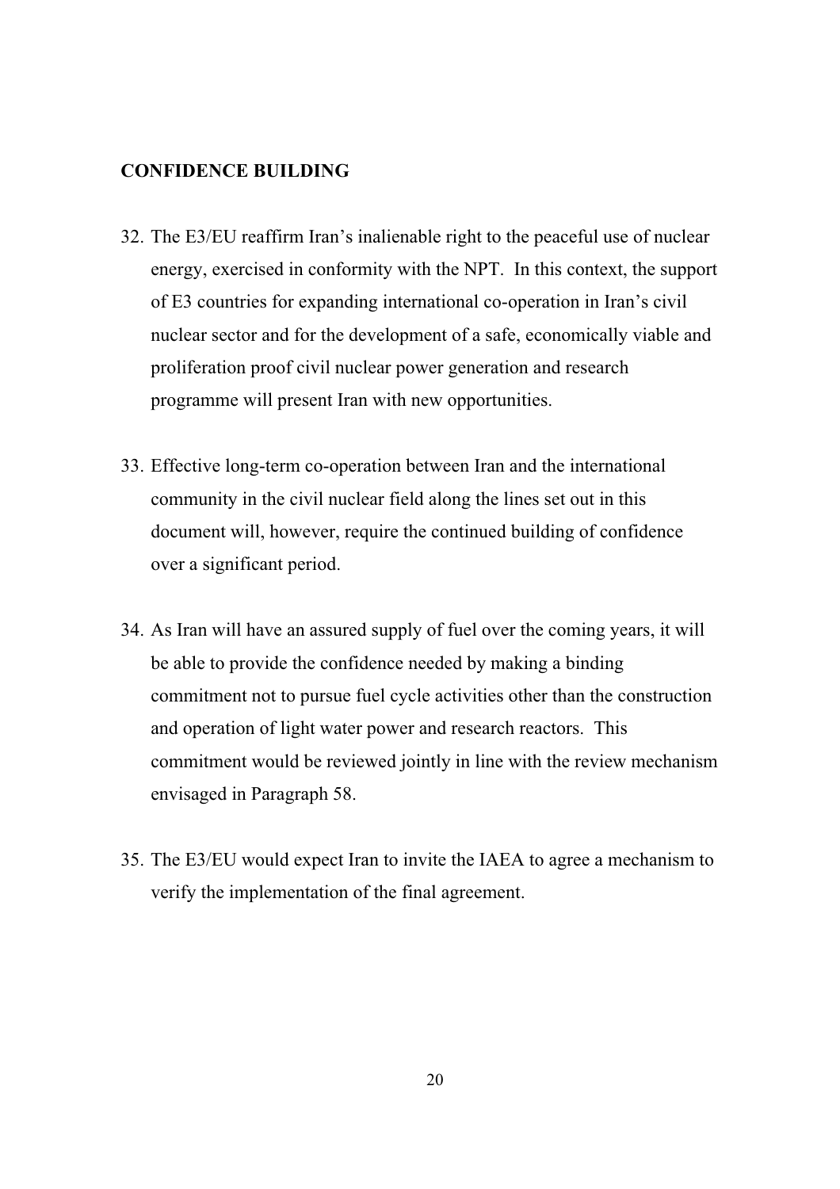**CONFIDENCE BUILDING**

32. The E3/EU reaffirm Iran's inalienable right to the peaceful use of nuclear energy, exercised in conformity with the NPT. In this context, the support of E3 countries for expanding international co-operation in Iran's civil nuclear sector and for the development of a safe, economically viable and proliferation proof civil nuclear power generation and research programme will present Iran with new opportunities.

33. Effective long-term co-operation between Iran and the international community in the civil nuclear field along the lines set out in this document will, however, require the continued building of confidence over a significant period.

34. As Iran will have an assured supply of fuel over the coming years, it will be able to provide the confidence needed by making a binding commitment not to pursue fuel cycle activities other than the construction and operation of light water power and research reactors. This commitment would be reviewed jointly in line with the review mechanism envisaged in Paragraph 58.

35. The E3/EU would expect Iran to invite the IAEA to agree a mechanism to verify the implementation of the final agreement.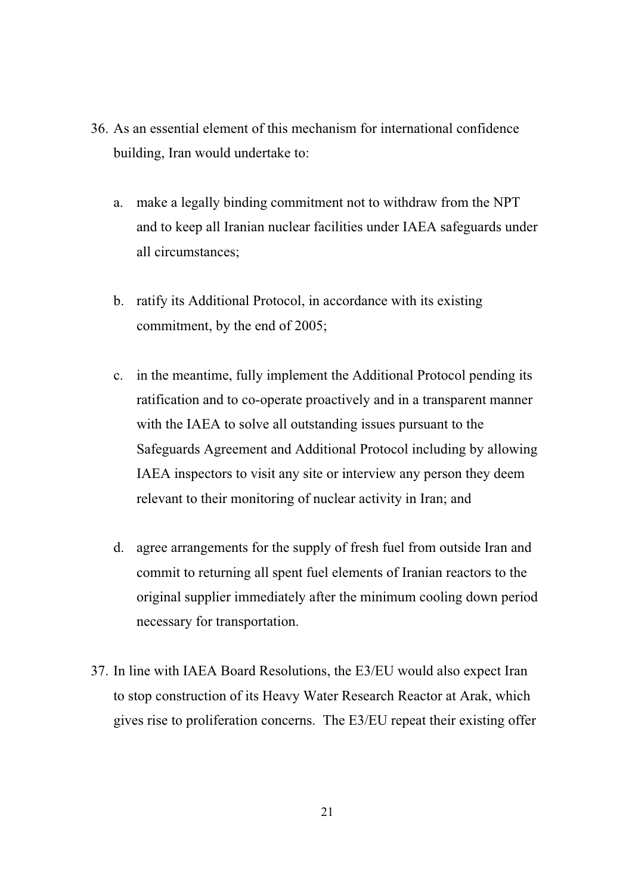36. As an essential element of this mechanism for international confidence building, Iran would undertake to:

    a. make a legally binding commitment not to withdraw from the NPT and to keep all Iranian nuclear facilities under IAEA safeguards under all circumstances;

    b. ratify its Additional Protocol, in accordance with its existing commitment, by the end of 2005;

    c. in the meantime, fully implement the Additional Protocol pending its ratification and to co-operate proactively and in a transparent manner with the IAEA to solve all outstanding issues pursuant to the Safeguards Agreement and Additional Protocol including by allowing IAEA inspectors to visit any site or interview any person they deem relevant to their monitoring of nuclear activity in Iran; and

    d. agree arrangements for the supply of fresh fuel from outside Iran and commit to returning all spent fuel elements of Iranian reactors to the original supplier immediately after the minimum cooling down period necessary for transportation.

37. In line with IAEA Board Resolutions, the E3/EU would also expect Iran to stop construction of its Heavy Water Research Reactor at Arak, which gives rise to proliferation concerns. The E3/EU repeat their existing offer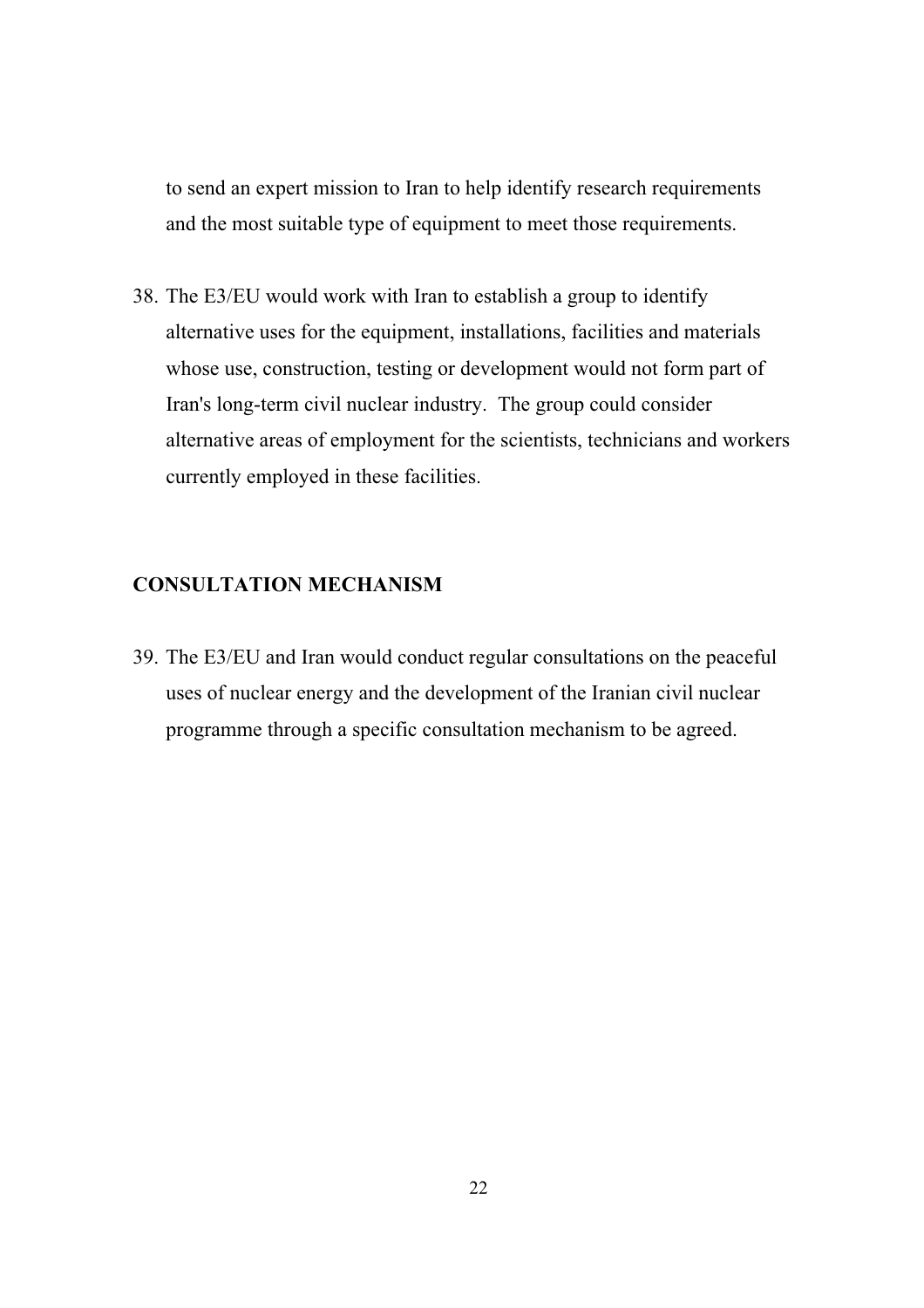to send an expert mission to Iran to help identify research requirements and the most suitable type of equipment to meet those requirements.

38. The E3/EU would work with Iran to establish a group to identify alternative uses for the equipment, installations, facilities and materials whose use, construction, testing or development would not form part of Iran's long-term civil nuclear industry. The group could consider alternative areas of employment for the scientists, technicians and workers currently employed in these facilities.

## CONSULTATION MECHANISM

39. The E3/EU and Iran would conduct regular consultations on the peaceful uses of nuclear energy and the development of the Iranian civil nuclear programme through a specific consultation mechanism to be agreed.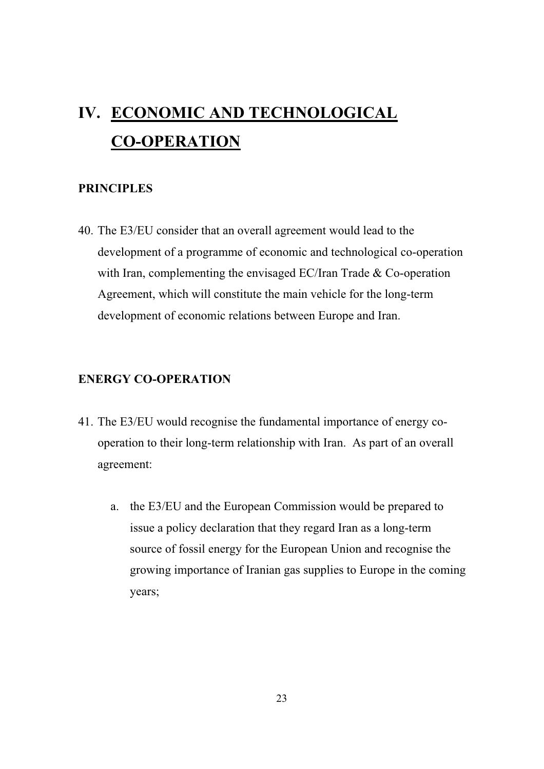# IV. ECONOMIC AND TECHNOLOGICAL CO-OPERATION

### PRINCIPLES

40. The E3/EU consider that an overall agreement would lead to the development of a programme of economic and technological co-operation with Iran, complementing the envisaged EC/Iran Trade & Co-operation Agreement, which will constitute the main vehicle for the long-term development of economic relations between Europe and Iran.

### ENERGY CO-OPERATION

41. The E3/EU would recognise the fundamental importance of energy co-operation to their long-term relationship with Iran. As part of an overall agreement:

    a. the E3/EU and the European Commission would be prepared to issue a policy declaration that they regard Iran as a long-term source of fossil energy for the European Union and recognise the growing importance of Iranian gas supplies to Europe in the coming years;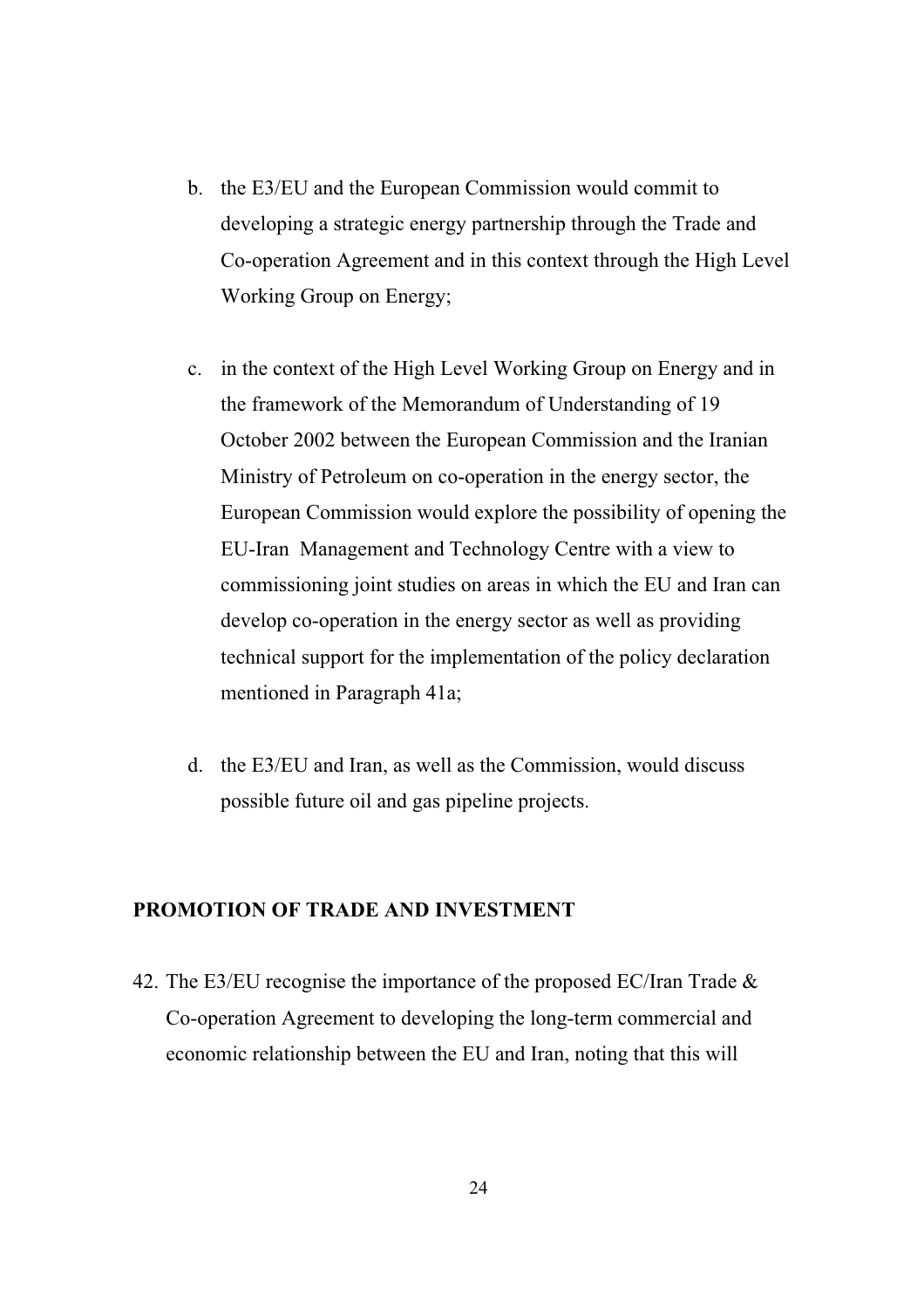b. the E3/EU and the European Commission would commit to developing a strategic energy partnership through the Trade and Co-operation Agreement and in this context through the High Level Working Group on Energy;

c. in the context of the High Level Working Group on Energy and in the framework of the Memorandum of Understanding of 19 October 2002 between the European Commission and the Iranian Ministry of Petroleum on co-operation in the energy sector, the European Commission would explore the possibility of opening the EU-Iran Management and Technology Centre with a view to commissioning joint studies on areas in which the EU and Iran can develop co-operation in the energy sector as well as providing technical support for the implementation of the policy declaration mentioned in Paragraph 41a;

d. the E3/EU and Iran, as well as the Commission, would discuss possible future oil and gas pipeline projects.

**PROMOTION OF TRADE AND INVESTMENT**

42. The E3/EU recognise the importance of the proposed EC/Iran Trade & Co-operation Agreement to developing the long-term commercial and economic relationship between the EU and Iran, noting that this will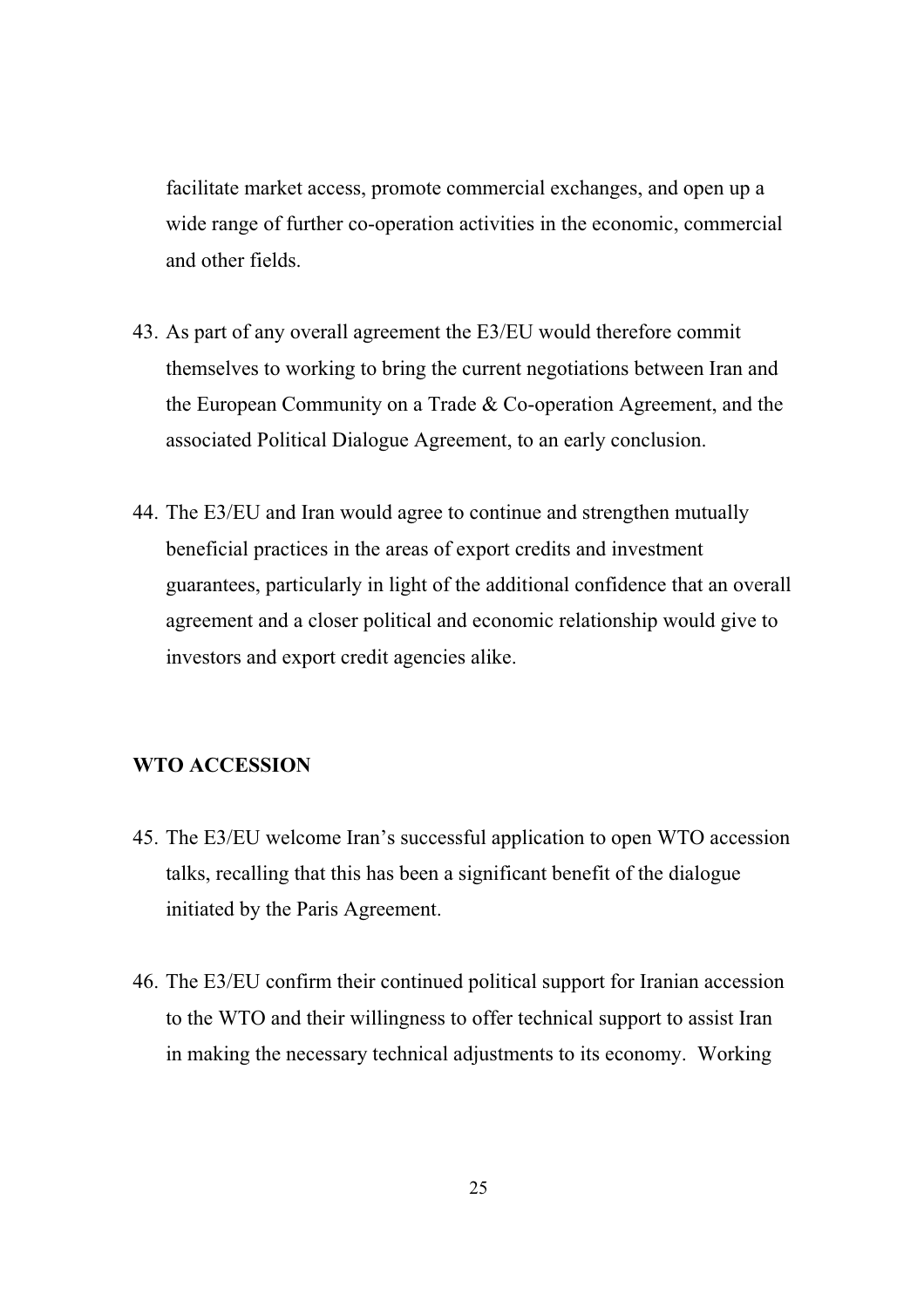facilitate market access, promote commercial exchanges, and open up a wide range of further co-operation activities in the economic, commercial and other fields.

43. As part of any overall agreement the E3/EU would therefore commit themselves to working to bring the current negotiations between Iran and the European Community on a Trade & Co-operation Agreement, and the associated Political Dialogue Agreement, to an early conclusion.

44. The E3/EU and Iran would agree to continue and strengthen mutually beneficial practices in the areas of export credits and investment guarantees, particularly in light of the additional confidence that an overall agreement and a closer political and economic relationship would give to investors and export credit agencies alike.

## WTO ACCESSION

45. The E3/EU welcome Iran's successful application to open WTO accession talks, recalling that this has been a significant benefit of the dialogue initiated by the Paris Agreement.

46. The E3/EU confirm their continued political support for Iranian accession to the WTO and their willingness to offer technical support to assist Iran in making the necessary technical adjustments to its economy. Working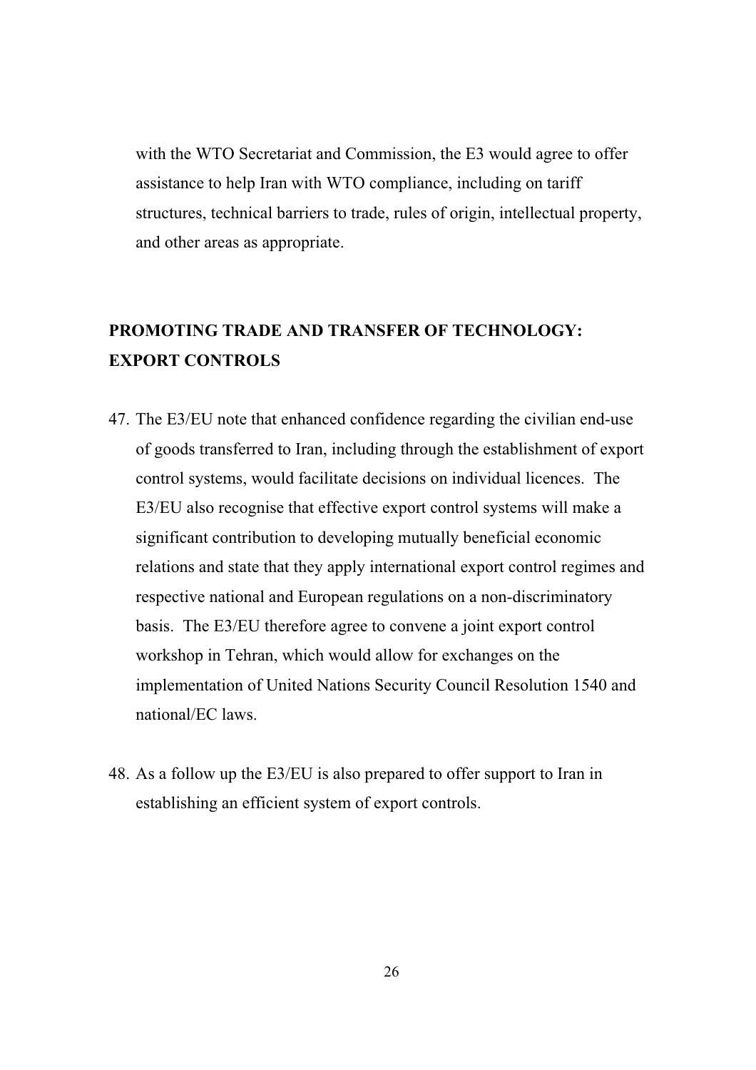with the WTO Secretariat and Commission, the E3 would agree to offer assistance to help Iran with WTO compliance, including on tariff structures, technical barriers to trade, rules of origin, intellectual property, and other areas as appropriate.

## PROMOTING TRADE AND TRANSFER OF TECHNOLOGY: EXPORT CONTROLS

47. The E3/EU note that enhanced confidence regarding the civilian end-use of goods transferred to Iran, including through the establishment of export control systems, would facilitate decisions on individual licences. The E3/EU also recognise that effective export control systems will make a significant contribution to developing mutually beneficial economic relations and state that they apply international export control regimes and respective national and European regulations on a non-discriminatory basis. The E3/EU therefore agree to convene a joint export control workshop in Tehran, which would allow for exchanges on the implementation of United Nations Security Council Resolution 1540 and national/EC laws.

48. As a follow up the E3/EU is also prepared to offer support to Iran in establishing an efficient system of export controls.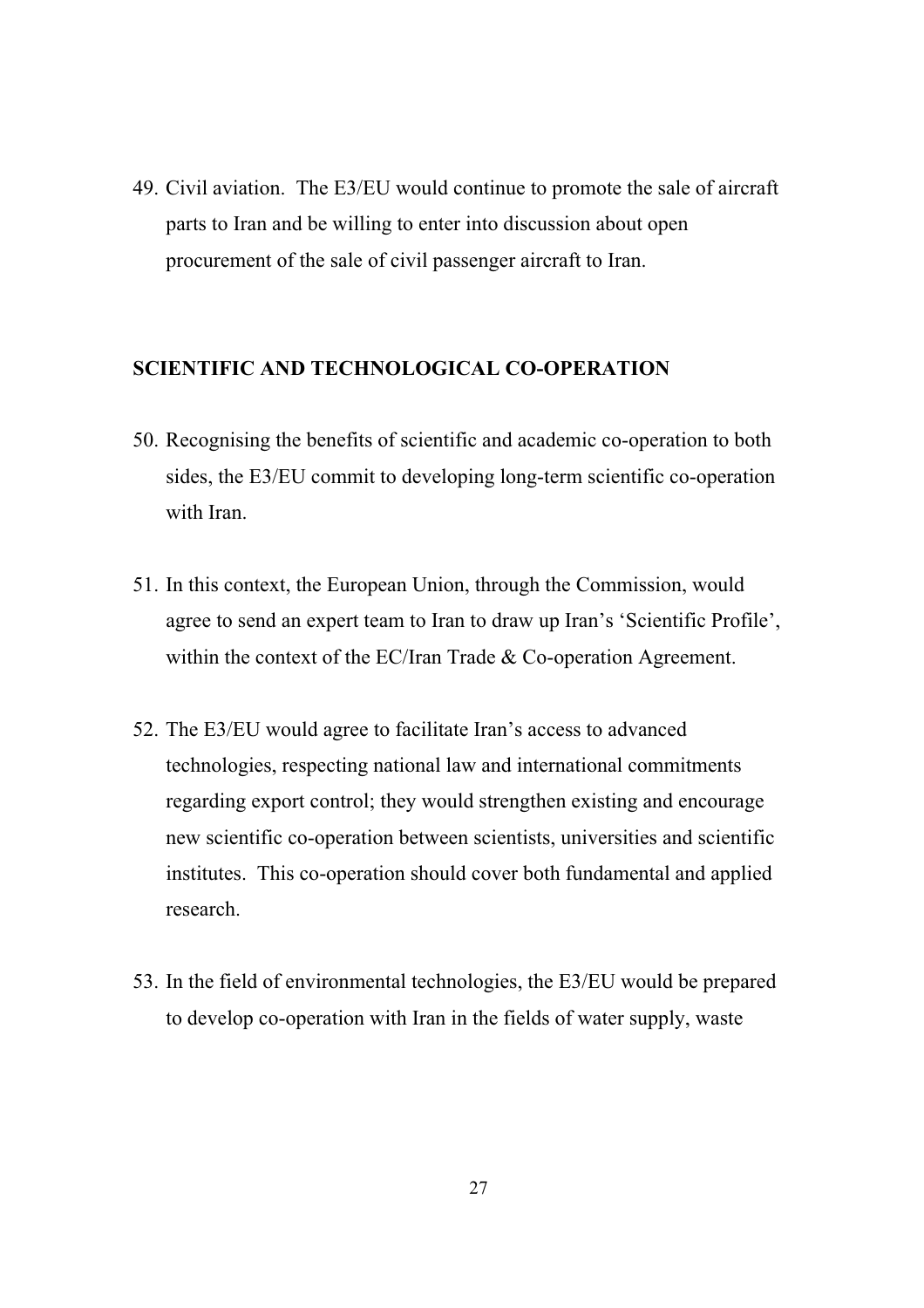49. Civil aviation. The E3/EU would continue to promote the sale of aircraft parts to Iran and be willing to enter into discussion about open procurement of the sale of civil passenger aircraft to Iran.

## SCIENTIFIC AND TECHNOLOGICAL CO-OPERATION

50. Recognising the benefits of scientific and academic co-operation to both sides, the E3/EU commit to developing long-term scientific co-operation with Iran.

51. In this context, the European Union, through the Commission, would agree to send an expert team to Iran to draw up Iran's 'Scientific Profile', within the context of the EC/Iran Trade & Co-operation Agreement.

52. The E3/EU would agree to facilitate Iran's access to advanced technologies, respecting national law and international commitments regarding export control; they would strengthen existing and encourage new scientific co-operation between scientists, universities and scientific institutes. This co-operation should cover both fundamental and applied research.

53. In the field of environmental technologies, the E3/EU would be prepared to develop co-operation with Iran in the fields of water supply, waste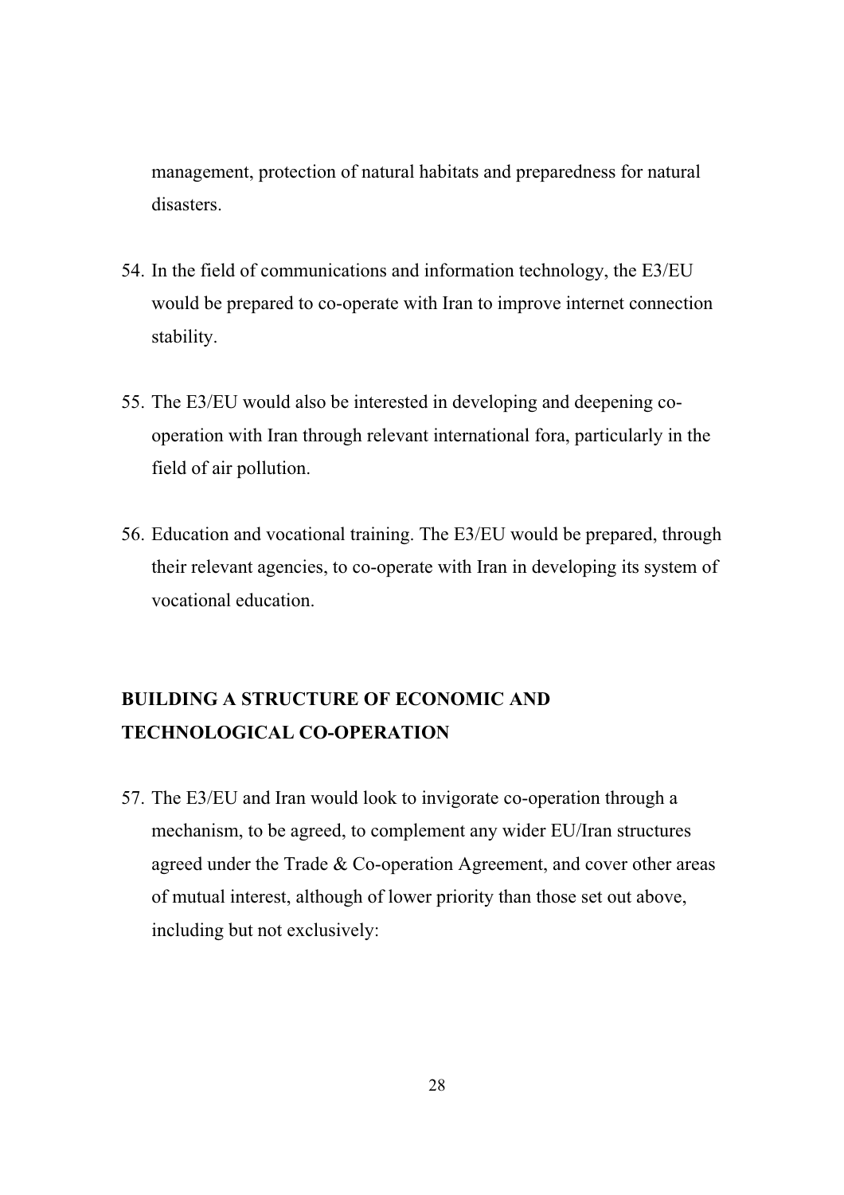management, protection of natural habitats and preparedness for natural disasters.

54. In the field of communications and information technology, the E3/EU would be prepared to co-operate with Iran to improve internet connection stability.

55. The E3/EU would also be interested in developing and deepening co-operation with Iran through relevant international fora, particularly in the field of air pollution.

56. Education and vocational training. The E3/EU would be prepared, through their relevant agencies, to co-operate with Iran in developing its system of vocational education.

## BUILDING A STRUCTURE OF ECONOMIC AND TECHNOLOGICAL CO-OPERATION

57. The E3/EU and Iran would look to invigorate co-operation through a mechanism, to be agreed, to complement any wider EU/Iran structures agreed under the Trade & Co-operation Agreement, and cover other areas of mutual interest, although of lower priority than those set out above, including but not exclusively: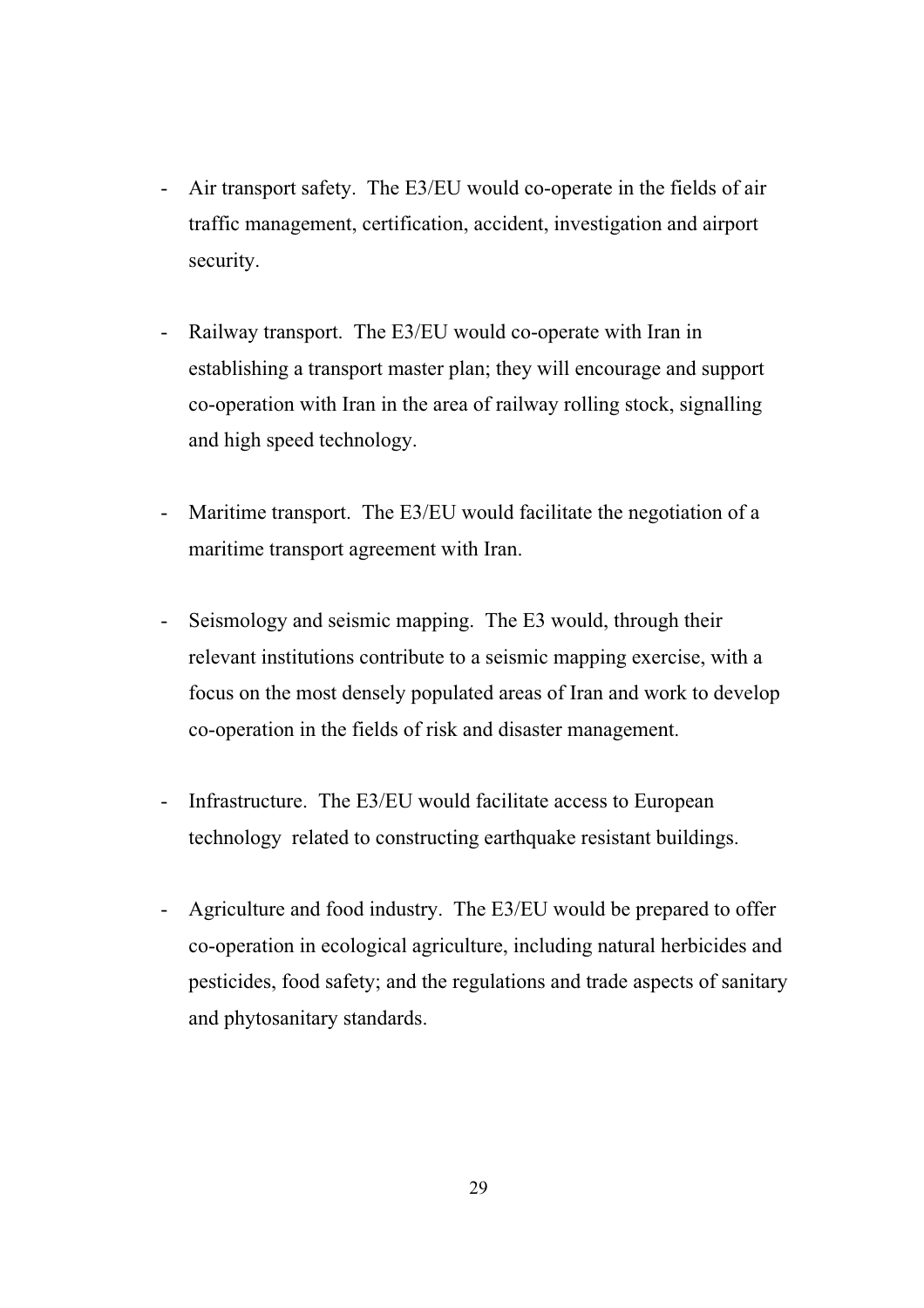- Air transport safety. The E3/EU would co-operate in the fields of air traffic management, certification, accident, investigation and airport security.

- Railway transport. The E3/EU would co-operate with Iran in establishing a transport master plan; they will encourage and support co-operation with Iran in the area of railway rolling stock, signalling and high speed technology.

- Maritime transport. The E3/EU would facilitate the negotiation of a maritime transport agreement with Iran.

- Seismology and seismic mapping. The E3 would, through their relevant institutions contribute to a seismic mapping exercise, with a focus on the most densely populated areas of Iran and work to develop co-operation in the fields of risk and disaster management.

- Infrastructure. The E3/EU would facilitate access to European technology related to constructing earthquake resistant buildings.

- Agriculture and food industry. The E3/EU would be prepared to offer co-operation in ecological agriculture, including natural herbicides and pesticides, food safety; and the regulations and trade aspects of sanitary and phytosanitary standards.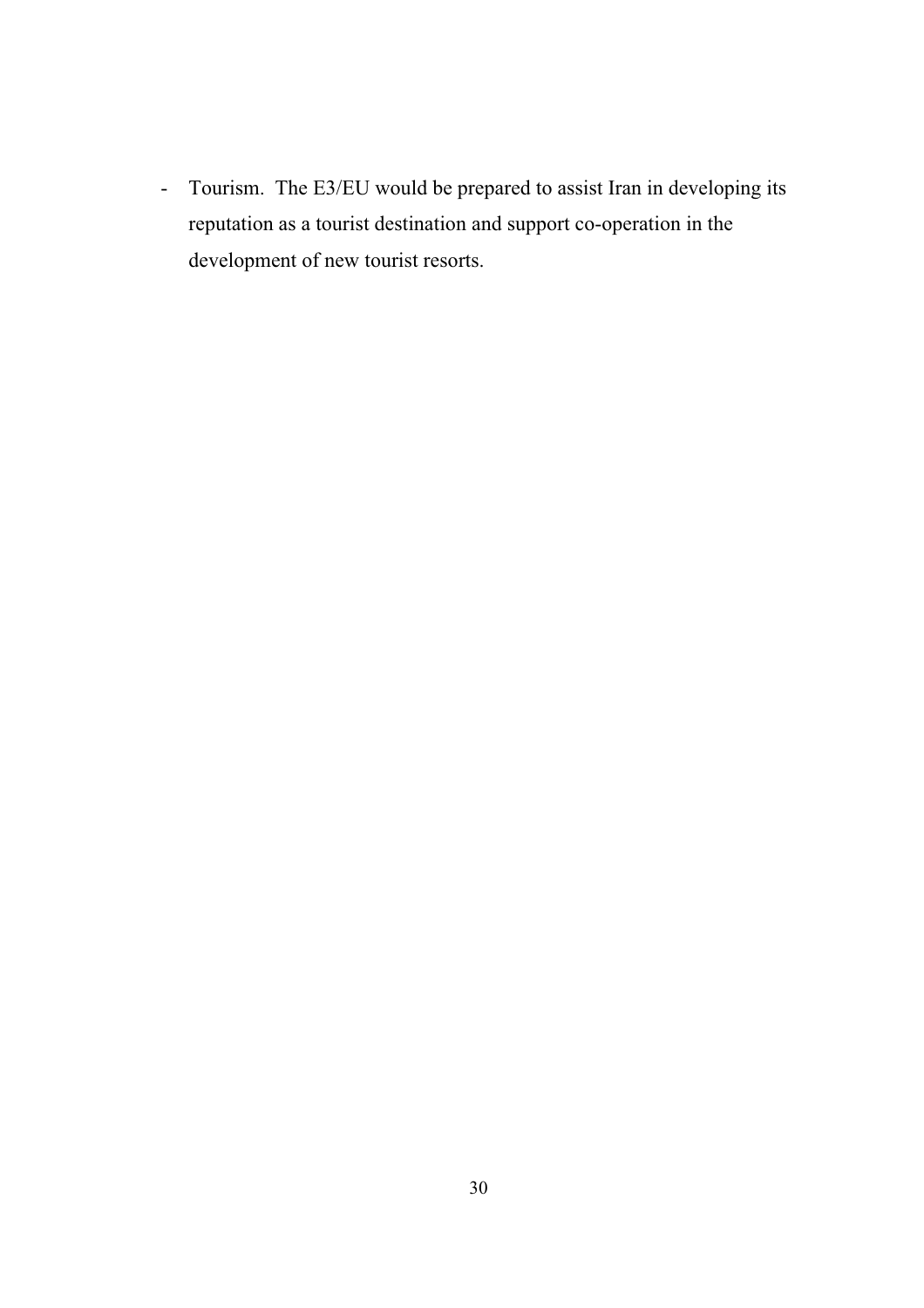- Tourism. The E3/EU would be prepared to assist Iran in developing its reputation as a tourist destination and support co-operation in the development of new tourist resorts.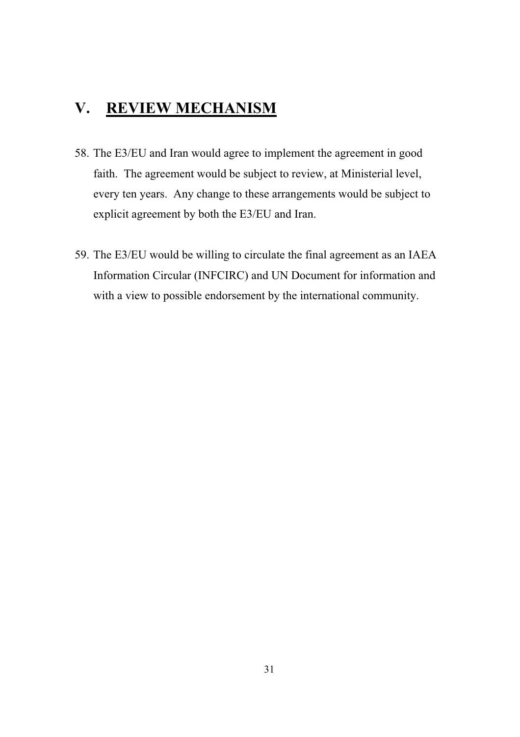## V. REVIEW MECHANISM

58. The E3/EU and Iran would agree to implement the agreement in good faith. The agreement would be subject to review, at Ministerial level, every ten years. Any change to these arrangements would be subject to explicit agreement by both the E3/EU and Iran.

59. The E3/EU would be willing to circulate the final agreement as an IAEA Information Circular (INFCIRC) and UN Document for information and with a view to possible endorsement by the international community.